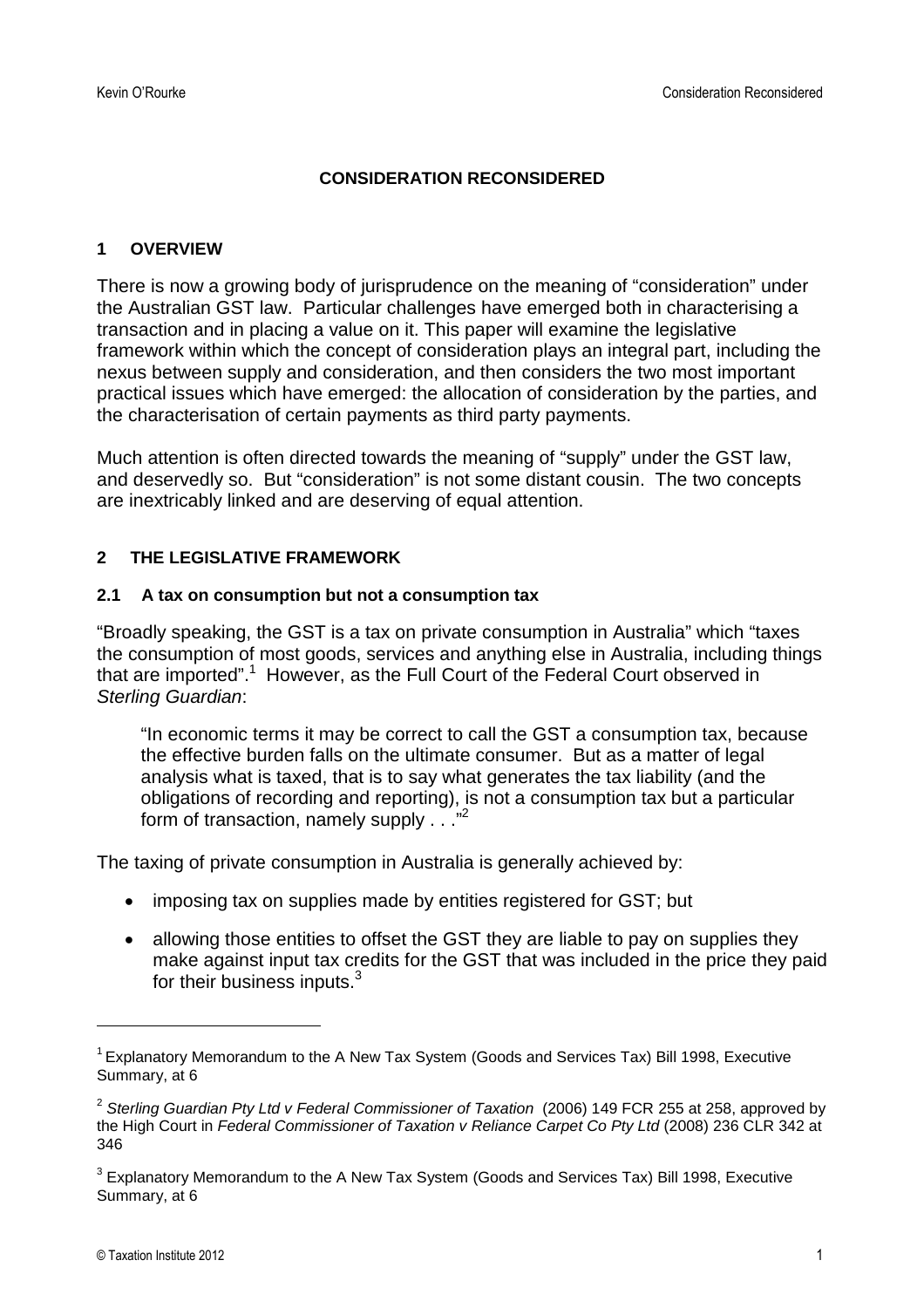**CONSIDERATION RECONSIDERED**

## 1 OVERVIEW

There is now a growing body of jurisprudence on the meaning of "consideration" under the Australian GST law. Particular challenges have emerged both in characterising a transaction and in placing a value on it. This paper will examine the legislative framework within which the concept of consideration plays an integral part, including the nexus between supply and consideration, and then considers the two most important practical issues which have emerged: the allocation of consideration by the parties, and the characterisation of certain payments as third party payments.

Much attention is often directed towards the meaning of "supply" under the GST law, and deservedly so. But "consideration" is not some distant cousin. The two concepts are inextricably linked and are deserving of equal attention.

## 2 THE LEGISLATIVE FRAMEWORK

### 2.1 A tax on consumption but not a consumption tax

"Broadly speaking, the GST is a tax on private consumption in Australia" which "taxes the consumption of most goods, services and anything else in Australia, including things that are imported".[1] However, as the Full Court of the Federal Court observed in *Sterling Guardian*:

> "In economic terms it may be correct to call the GST a consumption tax, because the effective burden falls on the ultimate consumer. But as a matter of legal analysis what is taxed, that is to say what generates the tax liability (and the obligations of recording and reporting), is not a consumption tax but a particular form of transaction, namely supply . . ."[2]

The taxing of private consumption in Australia is generally achieved by:

- imposing tax on supplies made by entities registered for GST; but
- allowing those entities to offset the GST they are liable to pay on supplies they make against input tax credits for the GST that was included in the price they paid for their business inputs.[3]

---

[1] Explanatory Memorandum to the A New Tax System (Goods and Services Tax) Bill 1998, Executive Summary, at 6

[2] *Sterling Guardian Pty Ltd v Federal Commissioner of Taxation* (2006) 149 FCR 255 at 258, approved by the High Court in *Federal Commissioner of Taxation v Reliance Carpet Co Pty Ltd* (2008) 236 CLR 342 at 346

[3] Explanatory Memorandum to the A New Tax System (Goods and Services Tax) Bill 1998, Executive Summary, at 6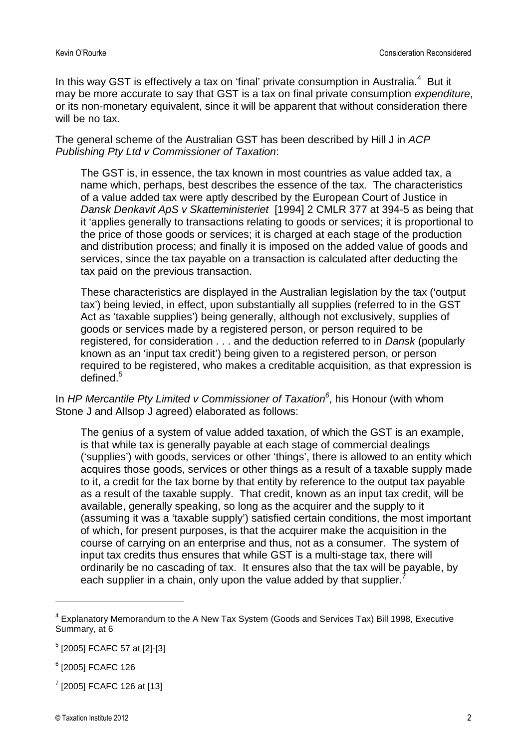In this way GST is effectively a tax on 'final' private consumption in Australia.[4] But it may be more accurate to say that GST is a tax on final private consumption *expenditure*, or its non-monetary equivalent, since it will be apparent that without consideration there will be no tax.

The general scheme of the Australian GST has been described by Hill J in *ACP Publishing Pty Ltd v Commissioner of Taxation*:

> The GST is, in essence, the tax known in most countries as value added tax, a name which, perhaps, best describes the essence of the tax. The characteristics of a value added tax were aptly described by the European Court of Justice in *Dansk Denkavit ApS v Skatteministeriet* [1994] 2 CMLR 377 at 394-5 as being that it 'applies generally to transactions relating to goods or services; it is proportional to the price of those goods or services; it is charged at each stage of the production and distribution process; and finally it is imposed on the added value of goods and services, since the tax payable on a transaction is calculated after deducting the tax paid on the previous transaction.
>
> These characteristics are displayed in the Australian legislation by the tax ('output tax') being levied, in effect, upon substantially all supplies (referred to in the GST Act as 'taxable supplies') being generally, although not exclusively, supplies of goods or services made by a registered person, or person required to be registered, for consideration . . . and the deduction referred to in *Dansk* (popularly known as an 'input tax credit') being given to a registered person, or person required to be registered, who makes a creditable acquisition, as that expression is defined.[5]

In *HP Mercantile Pty Limited v Commissioner of Taxation*[6], his Honour (with whom Stone J and Allsop J agreed) elaborated as follows:

> The genius of a system of value added taxation, of which the GST is an example, is that while tax is generally payable at each stage of commercial dealings ('supplies') with goods, services or other 'things', there is allowed to an entity which acquires those goods, services or other things as a result of a taxable supply made to it, a credit for the tax borne by that entity by reference to the output tax payable as a result of the taxable supply. That credit, known as an input tax credit, will be available, generally speaking, so long as the acquirer and the supply to it (assuming it was a 'taxable supply') satisfied certain conditions, the most important of which, for present purposes, is that the acquirer make the acquisition in the course of carrying on an enterprise and thus, not as a consumer. The system of input tax credits thus ensures that while GST is a multi-stage tax, there will ordinarily be no cascading of tax. It ensures also that the tax will be payable, by each supplier in a chain, only upon the value added by that supplier.[7]

---

[4] Explanatory Memorandum to the A New Tax System (Goods and Services Tax) Bill 1998, Executive Summary, at 6

[5] [2005] FCAFC 57 at [2]-[3]

[6] [2005] FCAFC 126

[7] [2005] FCAFC 126 at [13]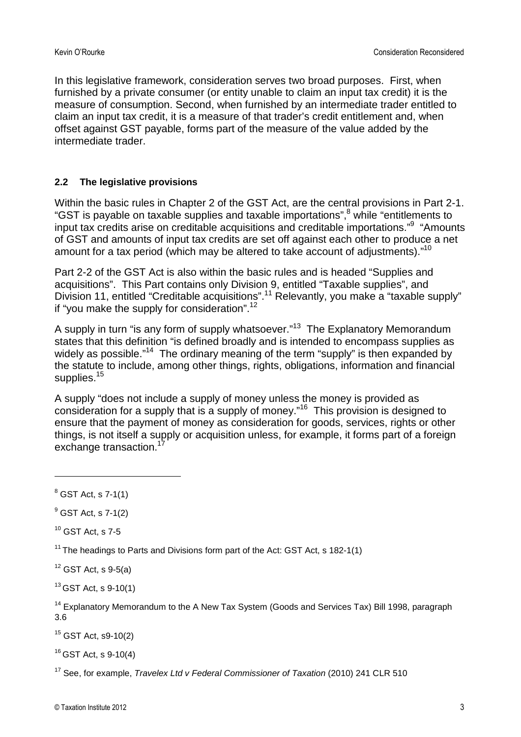In this legislative framework, consideration serves two broad purposes. First, when furnished by a private consumer (or entity unable to claim an input tax credit) it is the measure of consumption. Second, when furnished by an intermediate trader entitled to claim an input tax credit, it is a measure of that trader's credit entitlement and, when offset against GST payable, forms part of the measure of the value added by the intermediate trader.

### 2.2 The legislative provisions

Within the basic rules in Chapter 2 of the GST Act, are the central provisions in Part 2-1. "GST is payable on taxable supplies and taxable importations",[8] while "entitlements to input tax credits arise on creditable acquisitions and creditable importations."[9] "Amounts of GST and amounts of input tax credits are set off against each other to produce a net amount for a tax period (which may be altered to take account of adjustments)."[10]

Part 2-2 of the GST Act is also within the basic rules and is headed "Supplies and acquisitions". This Part contains only Division 9, entitled "Taxable supplies", and Division 11, entitled "Creditable acquisitions".[11] Relevantly, you make a "taxable supply" if "you make the supply for consideration".[12]

A supply in turn "is any form of supply whatsoever."[13] The Explanatory Memorandum states that this definition "is defined broadly and is intended to encompass supplies as widely as possible."[14] The ordinary meaning of the term "supply" is then expanded by the statute to include, among other things, rights, obligations, information and financial supplies.[15]

A supply "does not include a supply of money unless the money is provided as consideration for a supply that is a supply of money."[16] This provision is designed to ensure that the payment of money as consideration for goods, services, rights or other things, is not itself a supply or acquisition unless, for example, it forms part of a foreign exchange transaction.[17]

---

[8] GST Act, s 7-1(1)

[9] GST Act, s 7-1(2)

[10] GST Act, s 7-5

[11] The headings to Parts and Divisions form part of the Act: GST Act, s 182-1(1)

[12] GST Act, s 9-5(a)

[13] GST Act, s 9-10(1)

[14] Explanatory Memorandum to the A New Tax System (Goods and Services Tax) Bill 1998, paragraph 3.6

[15] GST Act, s9-10(2)

[16] GST Act, s 9-10(4)

[17] See, for example, *Travelex Ltd v Federal Commissioner of Taxation* (2010) 241 CLR 510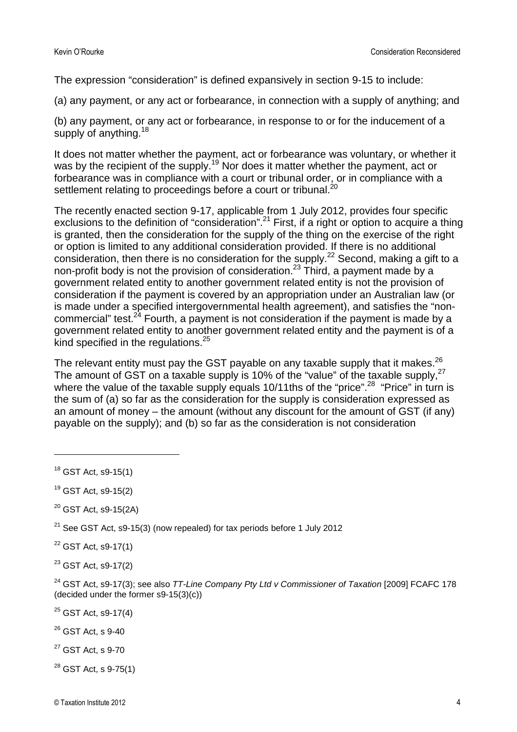The expression "consideration" is defined expansively in section 9-15 to include:

(a) any payment, or any act or forbearance, in connection with a supply of anything; and

(b) any payment, or any act or forbearance, in response to or for the inducement of a supply of anything.[18]

It does not matter whether the payment, act or forbearance was voluntary, or whether it was by the recipient of the supply.[19] Nor does it matter whether the payment, act or forbearance was in compliance with a court or tribunal order, or in compliance with a settlement relating to proceedings before a court or tribunal.[20]

The recently enacted section 9-17, applicable from 1 July 2012, provides four specific exclusions to the definition of "consideration".[21] First, if a right or option to acquire a thing is granted, then the consideration for the supply of the thing on the exercise of the right or option is limited to any additional consideration provided. If there is no additional consideration, then there is no consideration for the supply.[22] Second, making a gift to a non-profit body is not the provision of consideration.[23] Third, a payment made by a government related entity to another government related entity is not the provision of consideration if the payment is covered by an appropriation under an Australian law (or is made under a specified intergovernmental health agreement), and satisfies the "non-commercial" test.[24] Fourth, a payment is not consideration if the payment is made by a government related entity to another government related entity and the payment is of a kind specified in the regulations.[25]

The relevant entity must pay the GST payable on any taxable supply that it makes.[26] The amount of GST on a taxable supply is 10% of the "value" of the taxable supply,[27] where the value of the taxable supply equals 10/11ths of the "price".[28] "Price" in turn is the sum of (a) so far as the consideration for the supply is consideration expressed as an amount of money – the amount (without any discount for the amount of GST (if any) payable on the supply); and (b) so far as the consideration is not consideration

---

[18] GST Act, s9-15(1)

[19] GST Act, s9-15(2)

[20] GST Act, s9-15(2A)

[21] See GST Act, s9-15(3) (now repealed) for tax periods before 1 July 2012

[22] GST Act, s9-17(1)

[23] GST Act, s9-17(2)

[24] GST Act, s9-17(3); see also *TT-Line Company Pty Ltd v Commissioner of Taxation* [2009] FCAFC 178 (decided under the former s9-15(3)(c))

[25] GST Act, s9-17(4)

[26] GST Act, s 9-40

[27] GST Act, s 9-70

[28] GST Act, s 9-75(1)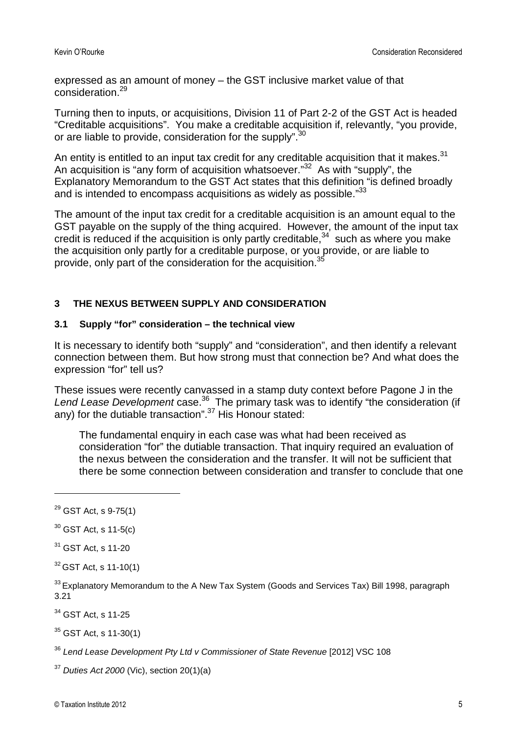expressed as an amount of money – the GST inclusive market value of that consideration.[29]

Turning then to inputs, or acquisitions, Division 11 of Part 2-2 of the GST Act is headed "Creditable acquisitions". You make a creditable acquisition if, relevantly, "you provide, or are liable to provide, consideration for the supply".[30]

An entity is entitled to an input tax credit for any creditable acquisition that it makes.[31] An acquisition is "any form of acquisition whatsoever."[32] As with "supply", the Explanatory Memorandum to the GST Act states that this definition "is defined broadly and is intended to encompass acquisitions as widely as possible."[33]

The amount of the input tax credit for a creditable acquisition is an amount equal to the GST payable on the supply of the thing acquired. However, the amount of the input tax credit is reduced if the acquisition is only partly creditable,[34] such as where you make the acquisition only partly for a creditable purpose, or you provide, or are liable to provide, only part of the consideration for the acquisition.[35]

## 3 THE NEXUS BETWEEN SUPPLY AND CONSIDERATION

### 3.1 Supply "for" consideration – the technical view

It is necessary to identify both "supply" and "consideration", and then identify a relevant connection between them. But how strong must that connection be? And what does the expression "for" tell us?

These issues were recently canvassed in a stamp duty context before Pagone J in the *Lend Lease Development* case.[36] The primary task was to identify "the consideration (if any) for the dutiable transaction".[37] His Honour stated:

> The fundamental enquiry in each case was what had been received as consideration "for" the dutiable transaction. That inquiry required an evaluation of the nexus between the consideration and the transfer. It will not be sufficient that there be some connection between consideration and transfer to conclude that one

---

[29] GST Act, s 9-75(1)

[30] GST Act, s 11-5(c)

[31] GST Act, s 11-20

[32] GST Act, s 11-10(1)

[33] Explanatory Memorandum to the A New Tax System (Goods and Services Tax) Bill 1998, paragraph 3.21

[34] GST Act, s 11-25

[35] GST Act, s 11-30(1)

[36] *Lend Lease Development Pty Ltd v Commissioner of State Revenue* [2012] VSC 108

[37] *Duties Act 2000* (Vic), section 20(1)(a)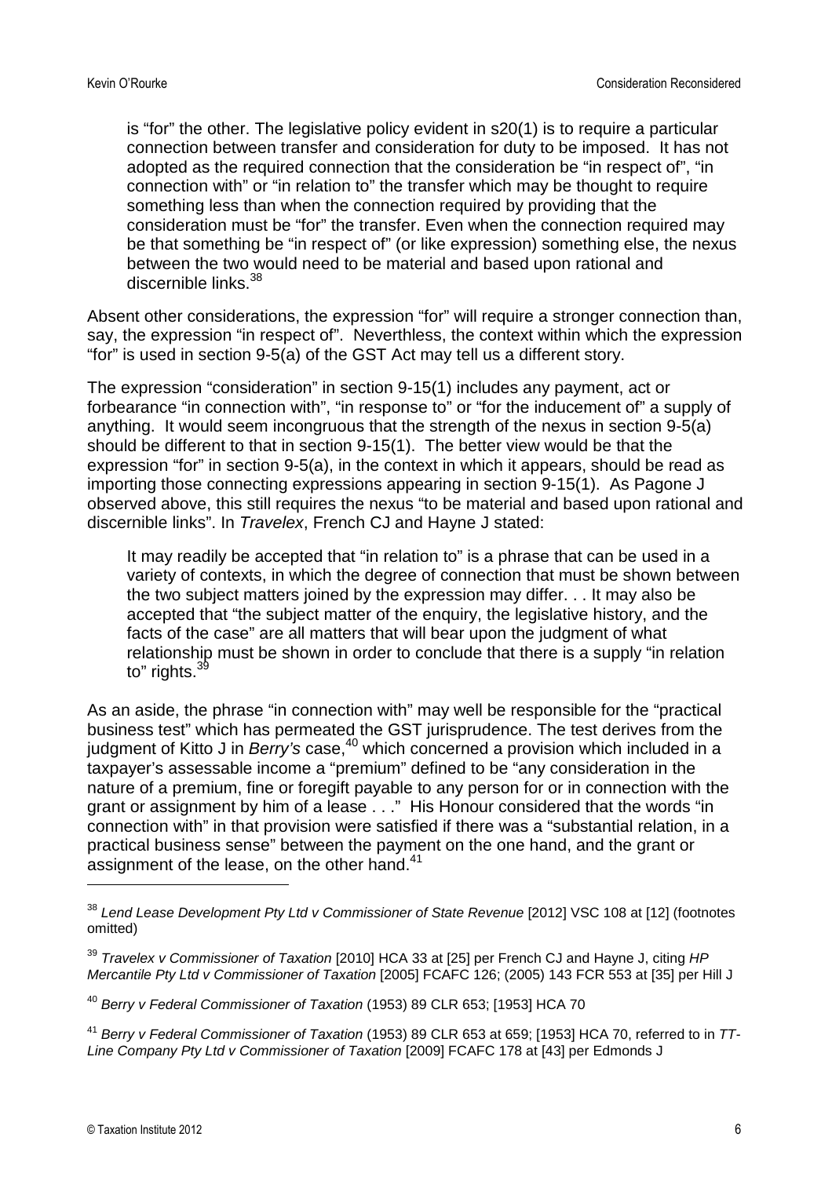> is "for" the other. The legislative policy evident in s20(1) is to require a particular connection between transfer and consideration for duty to be imposed. It has not adopted as the required connection that the consideration be "in respect of", "in connection with" or "in relation to" the transfer which may be thought to require something less than when the connection required by providing that the consideration must be "for" the transfer. Even when the connection required may be that something be "in respect of" (or like expression) something else, the nexus between the two would need to be material and based upon rational and discernible links.[38]

Absent other considerations, the expression "for" will require a stronger connection than, say, the expression "in respect of". Neverthless, the context within which the expression "for" is used in section 9-5(a) of the GST Act may tell us a different story.

The expression "consideration" in section 9-15(1) includes any payment, act or forbearance "in connection with", "in response to" or "for the inducement of" a supply of anything. It would seem incongruous that the strength of the nexus in section 9-5(a) should be different to that in section 9-15(1). The better view would be that the expression "for" in section 9-5(a), in the context in which it appears, should be read as importing those connecting expressions appearing in section 9-15(1). As Pagone J observed above, this still requires the nexus "to be material and based upon rational and discernible links". In *Travelex*, French CJ and Hayne J stated:

> It may readily be accepted that "in relation to" is a phrase that can be used in a variety of contexts, in which the degree of connection that must be shown between the two subject matters joined by the expression may differ. . . It may also be accepted that "the subject matter of the enquiry, the legislative history, and the facts of the case" are all matters that will bear upon the judgment of what relationship must be shown in order to conclude that there is a supply "in relation to" rights.[39]

As an aside, the phrase "in connection with" may well be responsible for the "practical business test" which has permeated the GST jurisprudence. The test derives from the judgment of Kitto J in *Berry's* case,[40] which concerned a provision which included in a taxpayer's assessable income a "premium" defined to be "any consideration in the nature of a premium, fine or foregift payable to any person for or in connection with the grant or assignment by him of a lease . . ." His Honour considered that the words "in connection with" in that provision were satisfied if there was a "substantial relation, in a practical business sense" between the payment on the one hand, and the grant or assignment of the lease, on the other hand.[41]

---

[38] *Lend Lease Development Pty Ltd v Commissioner of State Revenue* [2012] VSC 108 at [12] (footnotes omitted)

[39] *Travelex v Commissioner of Taxation* [2010] HCA 33 at [25] per French CJ and Hayne J, citing *HP Mercantile Pty Ltd v Commissioner of Taxation* [2005] FCAFC 126; (2005) 143 FCR 553 at [35] per Hill J

[40] *Berry v Federal Commissioner of Taxation* (1953) 89 CLR 653; [1953] HCA 70

[41] *Berry v Federal Commissioner of Taxation* (1953) 89 CLR 653 at 659; [1953] HCA 70, referred to in *TT-Line Company Pty Ltd v Commissioner of Taxation* [2009] FCAFC 178 at [43] per Edmonds J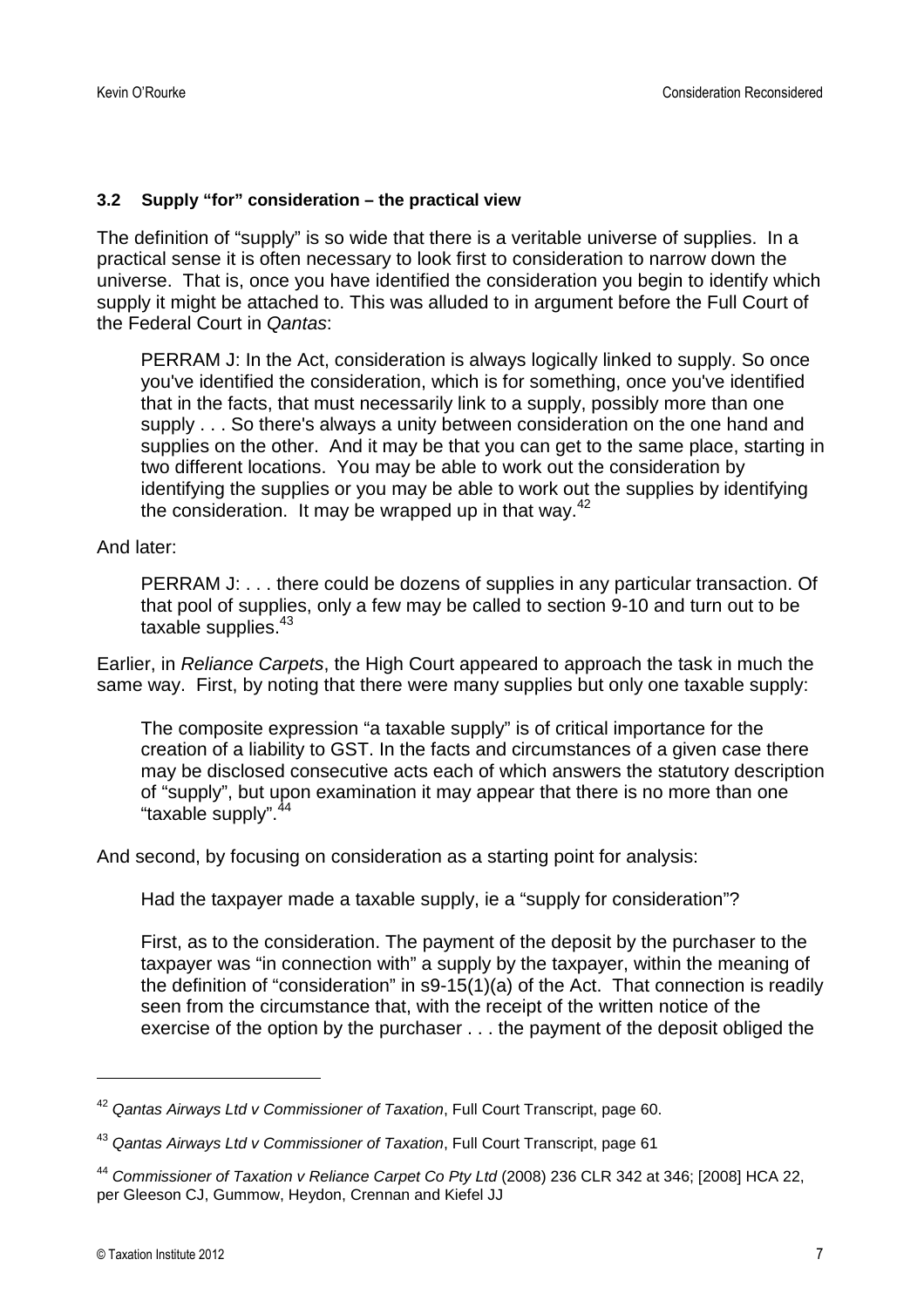### 3.2 Supply "for" consideration – the practical view

The definition of "supply" is so wide that there is a veritable universe of supplies. In a practical sense it is often necessary to look first to consideration to narrow down the universe. That is, once you have identified the consideration you begin to identify which supply it might be attached to. This was alluded to in argument before the Full Court of the Federal Court in *Qantas*:

> PERRAM J: In the Act, consideration is always logically linked to supply. So once you've identified the consideration, which is for something, once you've identified that in the facts, that must necessarily link to a supply, possibly more than one supply . . . So there's always a unity between consideration on the one hand and supplies on the other. And it may be that you can get to the same place, starting in two different locations. You may be able to work out the consideration by identifying the supplies or you may be able to work out the supplies by identifying the consideration. It may be wrapped up in that way.[42]

And later:

> PERRAM J: . . . there could be dozens of supplies in any particular transaction. Of that pool of supplies, only a few may be called to section 9-10 and turn out to be taxable supplies.[43]

Earlier, in *Reliance Carpets*, the High Court appeared to approach the task in much the same way. First, by noting that there were many supplies but only one taxable supply:

> The composite expression "a taxable supply" is of critical importance for the creation of a liability to GST. In the facts and circumstances of a given case there may be disclosed consecutive acts each of which answers the statutory description of "supply", but upon examination it may appear that there is no more than one "taxable supply".[44]

And second, by focusing on consideration as a starting point for analysis:

> Had the taxpayer made a taxable supply, ie a "supply for consideration"?
>
> First, as to the consideration. The payment of the deposit by the purchaser to the taxpayer was "in connection with" a supply by the taxpayer, within the meaning of the definition of "consideration" in s9-15(1)(a) of the Act. That connection is readily seen from the circumstance that, with the receipt of the written notice of the exercise of the option by the purchaser . . . the payment of the deposit obliged the

---

[42] *Qantas Airways Ltd v Commissioner of Taxation*, Full Court Transcript, page 60.

[43] *Qantas Airways Ltd v Commissioner of Taxation*, Full Court Transcript, page 61

[44] *Commissioner of Taxation v Reliance Carpet Co Pty Ltd* (2008) 236 CLR 342 at 346; [2008] HCA 22, per Gleeson CJ, Gummow, Heydon, Crennan and Kiefel JJ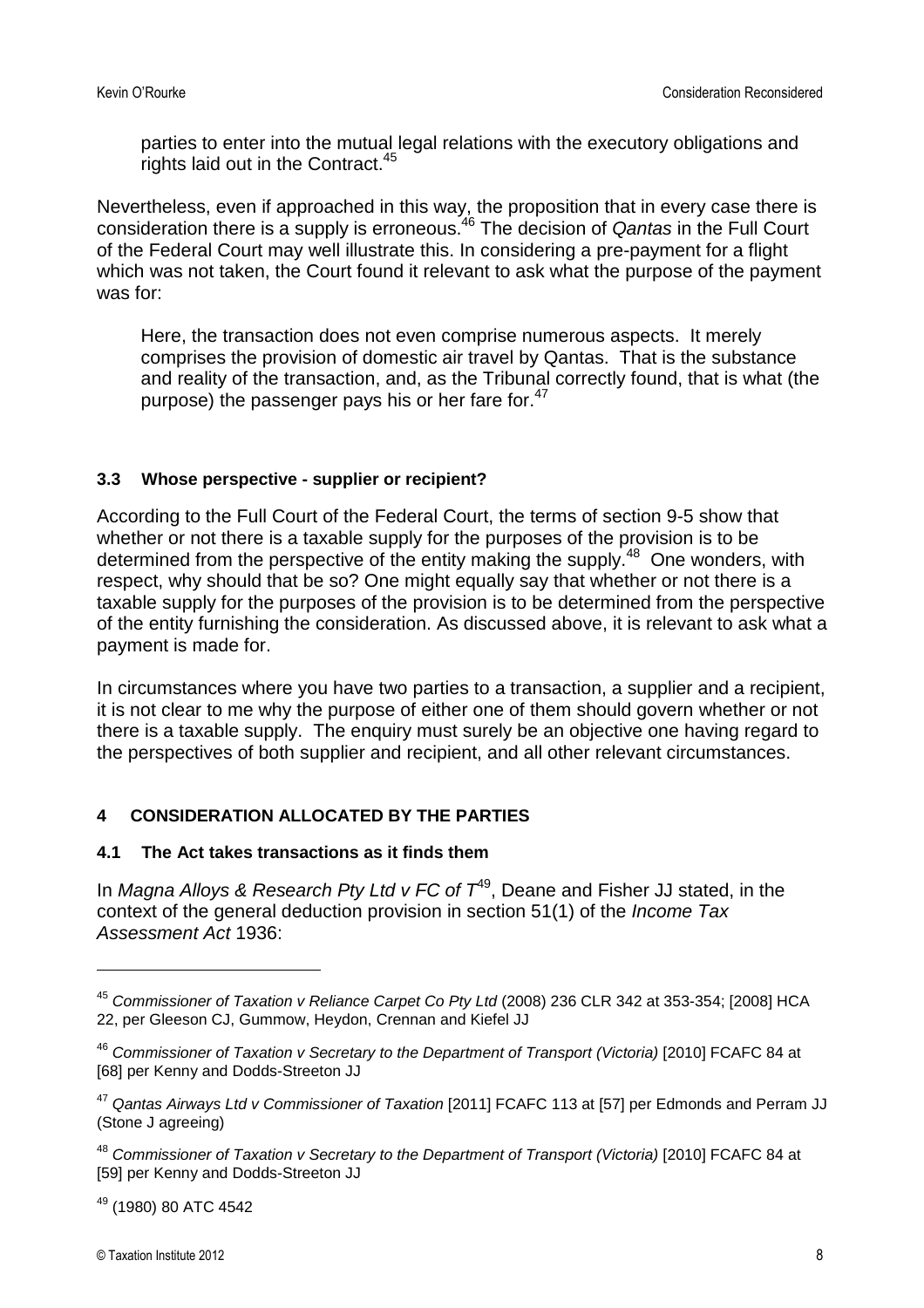parties to enter into the mutual legal relations with the executory obligations and rights laid out in the Contract.[45]

Nevertheless, even if approached in this way, the proposition that in every case there is consideration there is a supply is erroneous.[46] The decision of *Qantas* in the Full Court of the Federal Court may well illustrate this. In considering a pre-payment for a flight which was not taken, the Court found it relevant to ask what the purpose of the payment was for:

> Here, the transaction does not even comprise numerous aspects. It merely comprises the provision of domestic air travel by Qantas. That is the substance and reality of the transaction, and, as the Tribunal correctly found, that is what (the purpose) the passenger pays his or her fare for.[47]

### 3.3 Whose perspective - supplier or recipient?

According to the Full Court of the Federal Court, the terms of section 9-5 show that whether or not there is a taxable supply for the purposes of the provision is to be determined from the perspective of the entity making the supply.[48] One wonders, with respect, why should that be so? One might equally say that whether or not there is a taxable supply for the purposes of the provision is to be determined from the perspective of the entity furnishing the consideration. As discussed above, it is relevant to ask what a payment is made for.

In circumstances where you have two parties to a transaction, a supplier and a recipient, it is not clear to me why the purpose of either one of them should govern whether or not there is a taxable supply. The enquiry must surely be an objective one having regard to the perspectives of both supplier and recipient, and all other relevant circumstances.

## 4 CONSIDERATION ALLOCATED BY THE PARTIES

### 4.1 The Act takes transactions as it finds them

In *Magna Alloys & Research Pty Ltd v FC of T*[49], Deane and Fisher JJ stated, in the context of the general deduction provision in section 51(1) of the *Income Tax Assessment Act* 1936:

---

[45] *Commissioner of Taxation v Reliance Carpet Co Pty Ltd* (2008) 236 CLR 342 at 353-354; [2008] HCA 22, per Gleeson CJ, Gummow, Heydon, Crennan and Kiefel JJ

[46] *Commissioner of Taxation v Secretary to the Department of Transport (Victoria)* [2010] FCAFC 84 at [68] per Kenny and Dodds-Streeton JJ

[47] *Qantas Airways Ltd v Commissioner of Taxation* [2011] FCAFC 113 at [57] per Edmonds and Perram JJ (Stone J agreeing)

[48] *Commissioner of Taxation v Secretary to the Department of Transport (Victoria)* [2010] FCAFC 84 at [59] per Kenny and Dodds-Streeton JJ

[49] (1980) 80 ATC 4542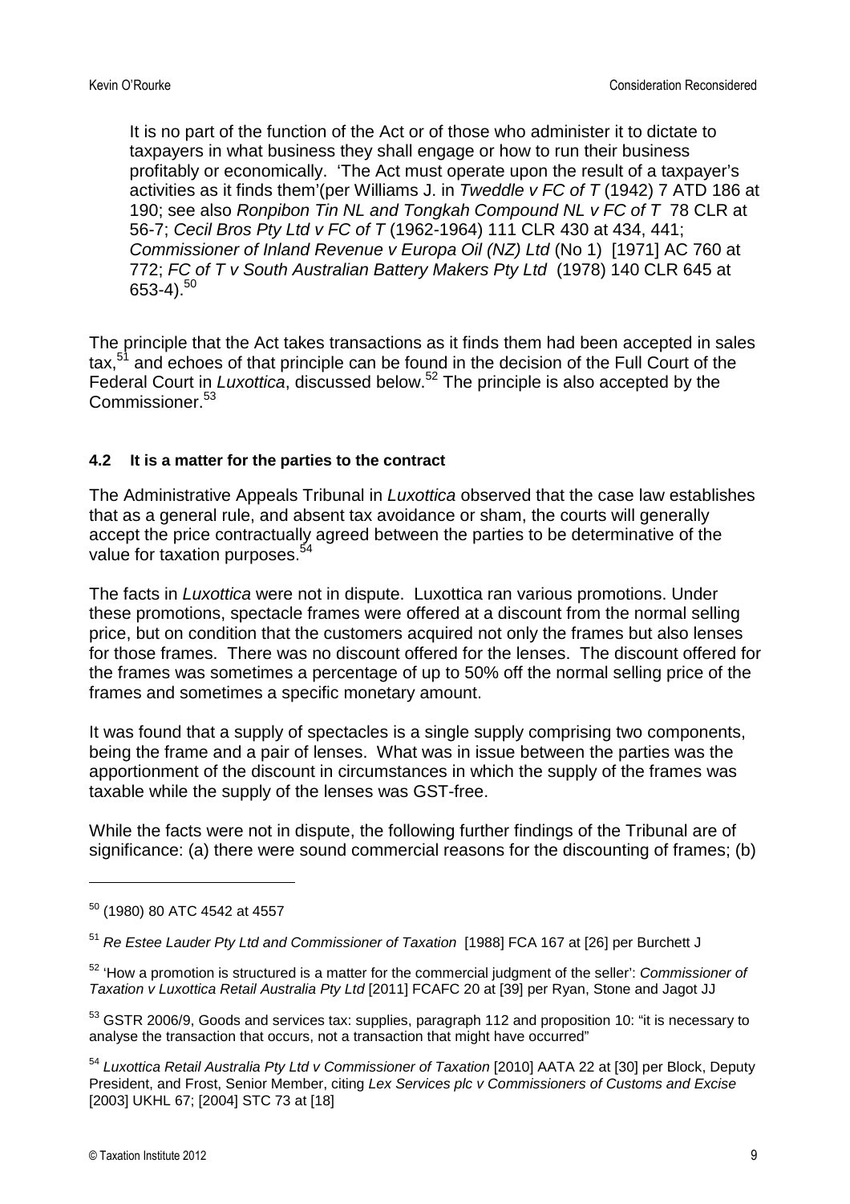> It is no part of the function of the Act or of those who administer it to dictate to taxpayers in what business they shall engage or how to run their business profitably or economically. 'The Act must operate upon the result of a taxpayer's activities as it finds them'(per Williams J. in *Tweddle v FC of T* (1942) 7 ATD 186 at 190; see also *Ronpibon Tin NL and Tongkah Compound NL v FC of T* 78 CLR at 56-7; *Cecil Bros Pty Ltd v FC of T* (1962-1964) 111 CLR 430 at 434, 441; *Commissioner of Inland Revenue v Europa Oil (NZ) Ltd* (No 1) [1971] AC 760 at 772; *FC of T v South Australian Battery Makers Pty Ltd* (1978) 140 CLR 645 at 653-4).[50]

The principle that the Act takes transactions as it finds them had been accepted in sales tax,[51] and echoes of that principle can be found in the decision of the Full Court of the Federal Court in *Luxottica*, discussed below.[52] The principle is also accepted by the Commissioner.[53]

#### 4.2 It is a matter for the parties to the contract

The Administrative Appeals Tribunal in *Luxottica* observed that the case law establishes that as a general rule, and absent tax avoidance or sham, the courts will generally accept the price contractually agreed between the parties to be determinative of the value for taxation purposes.[54]

The facts in *Luxottica* were not in dispute. Luxottica ran various promotions. Under these promotions, spectacle frames were offered at a discount from the normal selling price, but on condition that the customers acquired not only the frames but also lenses for those frames. There was no discount offered for the lenses. The discount offered for the frames was sometimes a percentage of up to 50% off the normal selling price of the frames and sometimes a specific monetary amount.

It was found that a supply of spectacles is a single supply comprising two components, being the frame and a pair of lenses. What was in issue between the parties was the apportionment of the discount in circumstances in which the supply of the frames was taxable while the supply of the lenses was GST-free.

While the facts were not in dispute, the following further findings of the Tribunal are of significance: (a) there were sound commercial reasons for the discounting of frames; (b)

---

[50] (1980) 80 ATC 4542 at 4557

[51] *Re Estee Lauder Pty Ltd and Commissioner of Taxation* [1988] FCA 167 at [26] per Burchett J

[52] 'How a promotion is structured is a matter for the commercial judgment of the seller': *Commissioner of Taxation v Luxottica Retail Australia Pty Ltd* [2011] FCAFC 20 at [39] per Ryan, Stone and Jagot JJ

[53] GSTR 2006/9, Goods and services tax: supplies, paragraph 112 and proposition 10: "it is necessary to analyse the transaction that occurs, not a transaction that might have occurred"

[54] *Luxottica Retail Australia Pty Ltd v Commissioner of Taxation* [2010] AATA 22 at [30] per Block, Deputy President, and Frost, Senior Member, citing *Lex Services plc v Commissioners of Customs and Excise* [2003] UKHL 67; [2004] STC 73 at [18]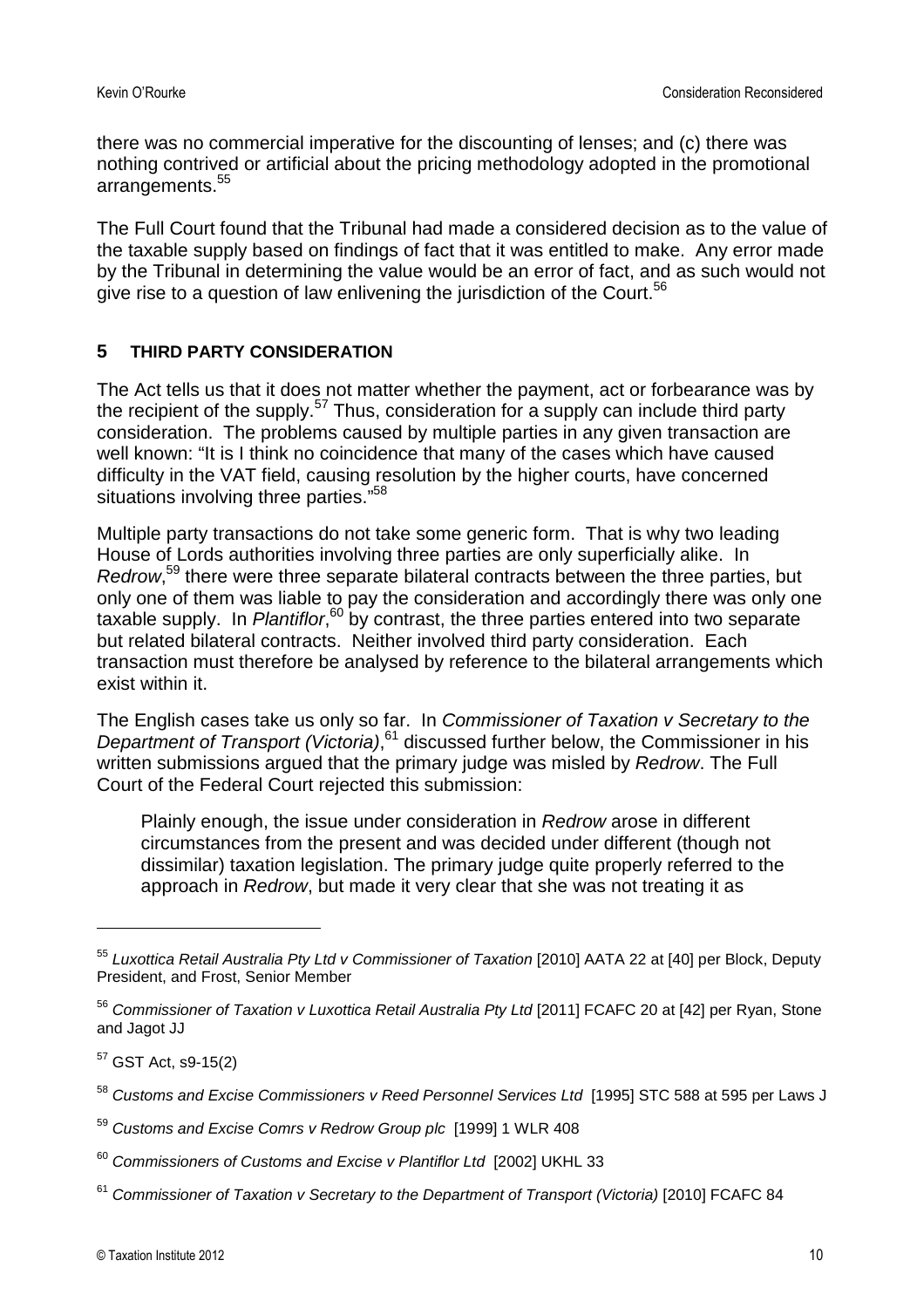there was no commercial imperative for the discounting of lenses; and (c) there was nothing contrived or artificial about the pricing methodology adopted in the promotional arrangements.[55]

The Full Court found that the Tribunal had made a considered decision as to the value of the taxable supply based on findings of fact that it was entitled to make. Any error made by the Tribunal in determining the value would be an error of fact, and as such would not give rise to a question of law enlivening the jurisdiction of the Court.[56]

## 5 THIRD PARTY CONSIDERATION

The Act tells us that it does not matter whether the payment, act or forbearance was by the recipient of the supply.[57] Thus, consideration for a supply can include third party consideration. The problems caused by multiple parties in any given transaction are well known: "It is I think no coincidence that many of the cases which have caused difficulty in the VAT field, causing resolution by the higher courts, have concerned situations involving three parties."[58]

Multiple party transactions do not take some generic form. That is why two leading House of Lords authorities involving three parties are only superficially alike. In *Redrow*,[59] there were three separate bilateral contracts between the three parties, but only one of them was liable to pay the consideration and accordingly there was only one taxable supply. In *Plantiflor*,[60] by contrast, the three parties entered into two separate but related bilateral contracts. Neither involved third party consideration. Each transaction must therefore be analysed by reference to the bilateral arrangements which exist within it.

The English cases take us only so far. In *Commissioner of Taxation v Secretary to the Department of Transport (Victoria)*,[61] discussed further below, the Commissioner in his written submissions argued that the primary judge was misled by *Redrow*. The Full Court of the Federal Court rejected this submission:

> Plainly enough, the issue under consideration in *Redrow* arose in different circumstances from the present and was decided under different (though not dissimilar) taxation legislation. The primary judge quite properly referred to the approach in *Redrow*, but made it very clear that she was not treating it as

---

[55] *Luxottica Retail Australia Pty Ltd v Commissioner of Taxation* [2010] AATA 22 at [40] per Block, Deputy President, and Frost, Senior Member

[56] *Commissioner of Taxation v Luxottica Retail Australia Pty Ltd* [2011] FCAFC 20 at [42] per Ryan, Stone and Jagot JJ

[57] GST Act, s9-15(2)

[58] *Customs and Excise Commissioners v Reed Personnel Services Ltd* [1995] STC 588 at 595 per Laws J

[59] *Customs and Excise Comrs v Redrow Group plc* [1999] 1 WLR 408

[60] *Commissioners of Customs and Excise v Plantiflor Ltd* [2002] UKHL 33

[61] *Commissioner of Taxation v Secretary to the Department of Transport (Victoria)* [2010] FCAFC 84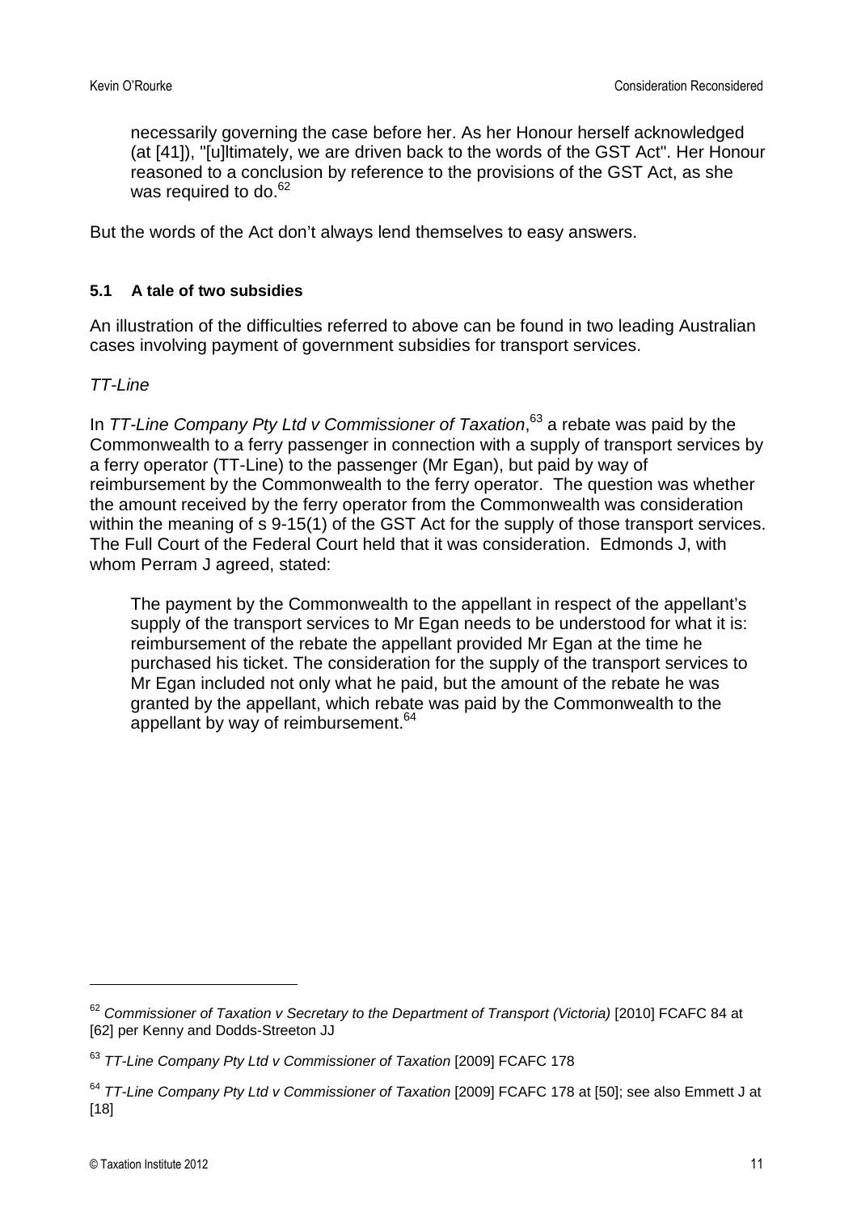> necessarily governing the case before her. As her Honour herself acknowledged (at [41]), "[u]ltimately, we are driven back to the words of the GST Act". Her Honour reasoned to a conclusion by reference to the provisions of the GST Act, as she was required to do.[62]

But the words of the Act don't always lend themselves to easy answers.

### 5.1 A tale of two subsidies

An illustration of the difficulties referred to above can be found in two leading Australian cases involving payment of government subsidies for transport services.

*TT-Line*

In *TT-Line Company Pty Ltd v Commissioner of Taxation*,[63] a rebate was paid by the Commonwealth to a ferry passenger in connection with a supply of transport services by a ferry operator (TT-Line) to the passenger (Mr Egan), but paid by way of reimbursement by the Commonwealth to the ferry operator. The question was whether the amount received by the ferry operator from the Commonwealth was consideration within the meaning of s 9-15(1) of the GST Act for the supply of those transport services. The Full Court of the Federal Court held that it was consideration. Edmonds J, with whom Perram J agreed, stated:

> The payment by the Commonwealth to the appellant in respect of the appellant's supply of the transport services to Mr Egan needs to be understood for what it is: reimbursement of the rebate the appellant provided Mr Egan at the time he purchased his ticket. The consideration for the supply of the transport services to Mr Egan included not only what he paid, but the amount of the rebate he was granted by the appellant, which rebate was paid by the Commonwealth to the appellant by way of reimbursement.[64]

---

[62] *Commissioner of Taxation v Secretary to the Department of Transport (Victoria)* [2010] FCAFC 84 at [62] per Kenny and Dodds-Streeton JJ

[63] *TT-Line Company Pty Ltd v Commissioner of Taxation* [2009] FCAFC 178

[64] *TT-Line Company Pty Ltd v Commissioner of Taxation* [2009] FCAFC 178 at [50]; see also Emmett J at [18]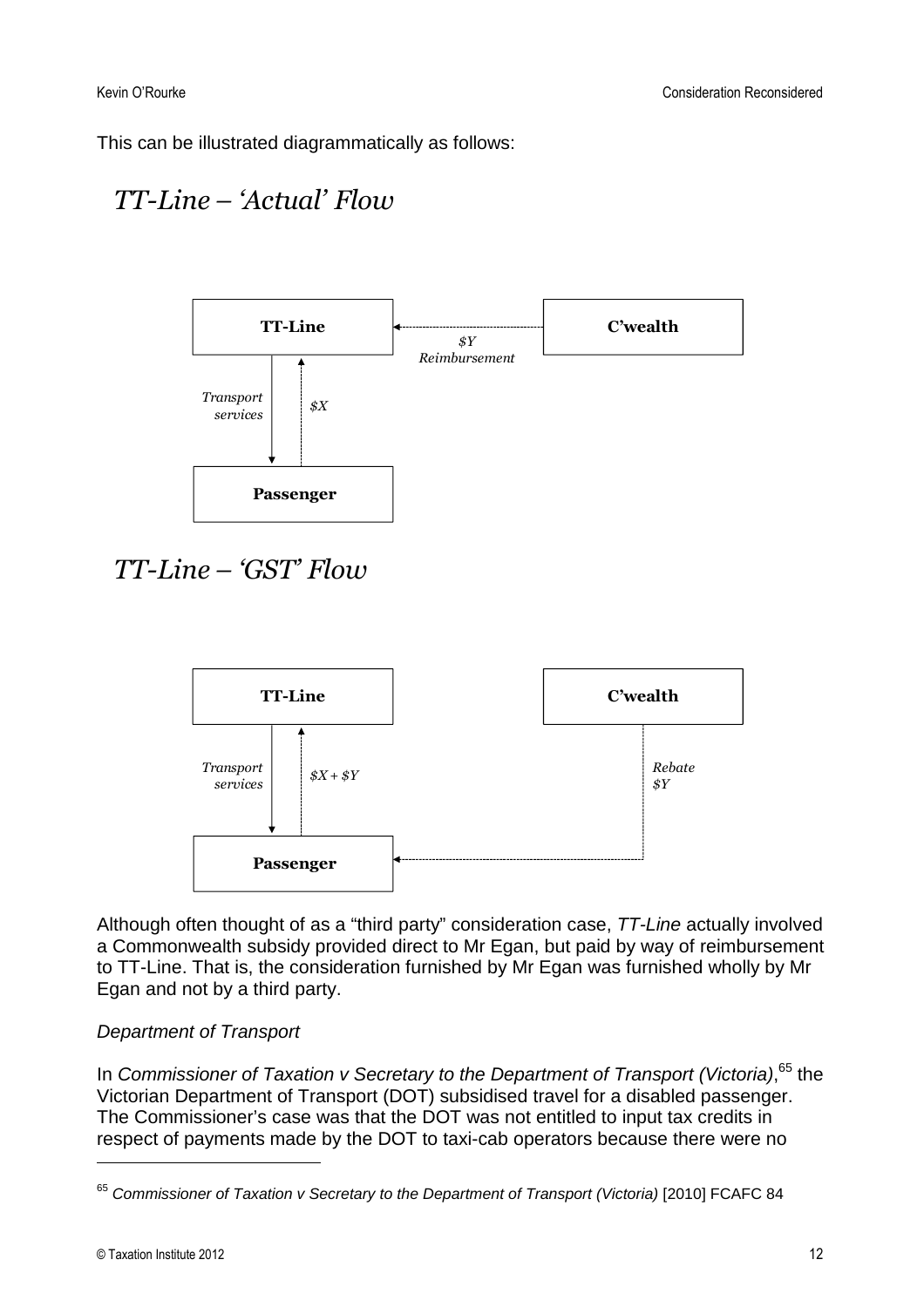This can be illustrated diagrammatically as follows:

## *TT-Line – 'Actual' Flow*

**TT-Line** ← *$Y Reimbursement* ← **C'wealth**

**TT-Line** → *Transport services* → **Passenger**

**Passenger** → *$X* → **TT-Line**

## *TT-Line – 'GST' Flow*

**TT-Line** → *Transport services* → **Passenger**

**Passenger** → *$X + $Y* → **TT-Line**

**C'wealth** → *Rebate $Y* → **Passenger**

Although often thought of as a "third party" consideration case, *TT-Line* actually involved a Commonwealth subsidy provided direct to Mr Egan, but paid by way of reimbursement to TT-Line. That is, the consideration furnished by Mr Egan was furnished wholly by Mr Egan and not by a third party.

*Department of Transport*

In *Commissioner of Taxation v Secretary to the Department of Transport (Victoria)*,[65] the Victorian Department of Transport (DOT) subsidised travel for a disabled passenger. The Commissioner's case was that the DOT was not entitled to input tax credits in respect of payments made by the DOT to taxi-cab operators because there were no

[65] *Commissioner of Taxation v Secretary to the Department of Transport (Victoria)* [2010] FCAFC 84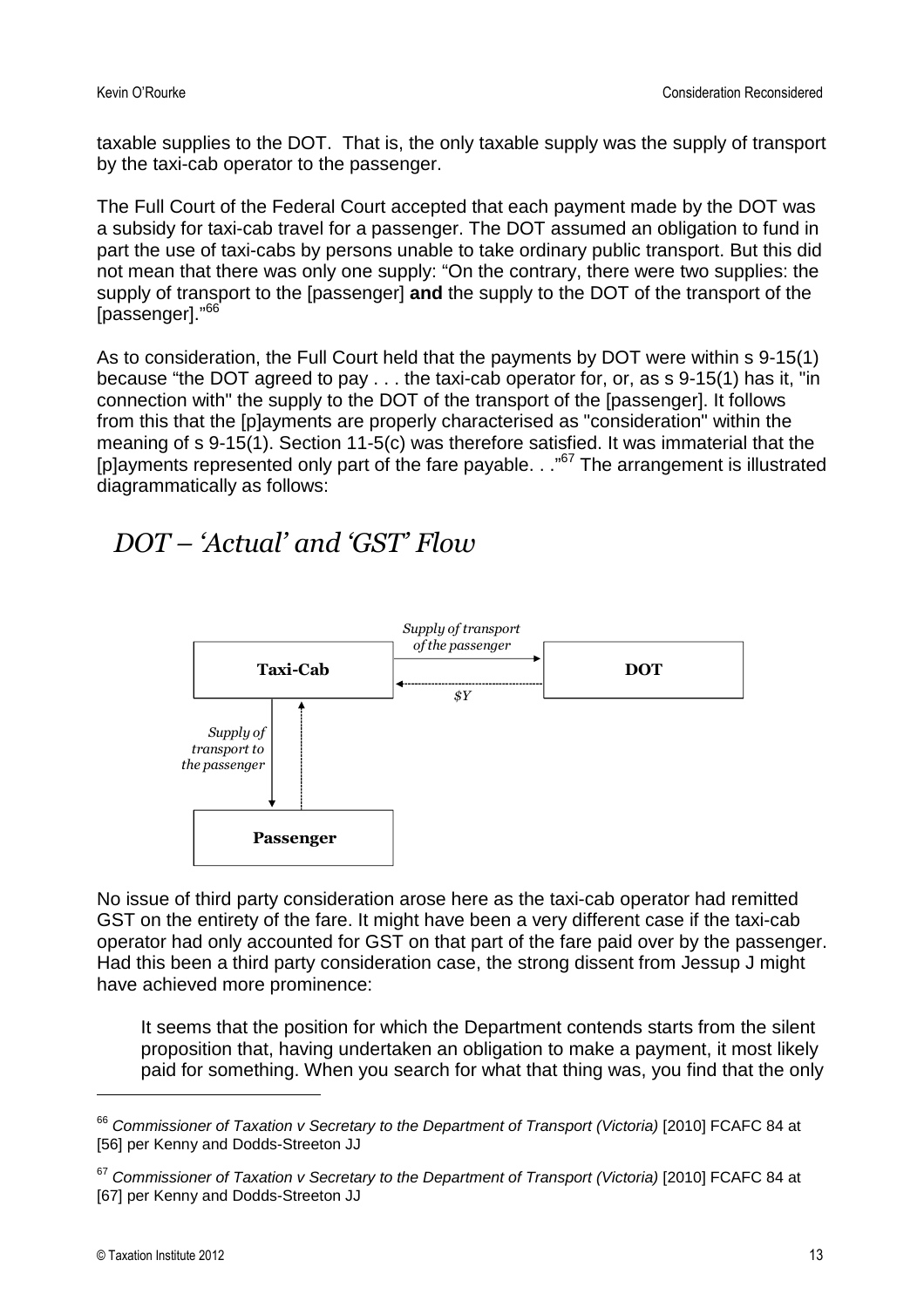taxable supplies to the DOT. That is, the only taxable supply was the supply of transport by the taxi-cab operator to the passenger.

The Full Court of the Federal Court accepted that each payment made by the DOT was a subsidy for taxi-cab travel for a passenger. The DOT assumed an obligation to fund in part the use of taxi-cabs by persons unable to take ordinary public transport. But this did not mean that there was only one supply: "On the contrary, there were two supplies: the supply of transport to the [passenger] **and** the supply to the DOT of the transport of the [passenger]."[66]

As to consideration, the Full Court held that the payments by DOT were within s 9-15(1) because "the DOT agreed to pay . . . the taxi-cab operator for, or, as s 9-15(1) has it, "in connection with" the supply to the DOT of the transport of the [passenger]. It follows from this that the [p]ayments are properly characterised as "consideration" within the meaning of s 9-15(1). Section 11-5(c) was therefore satisfied. It was immaterial that the [p]ayments represented only part of the fare payable. . ."[67] The arrangement is illustrated diagrammatically as follows:

## *DOT – 'Actual' and 'GST' Flow*

*Supply of transport of the passenger*

**Taxi-Cab** → **DOT**

*$Y*

*Supply of transport to the passenger*

**Passenger**

No issue of third party consideration arose here as the taxi-cab operator had remitted GST on the entirety of the fare. It might have been a very different case if the taxi-cab operator had only accounted for GST on that part of the fare paid over by the passenger. Had this been a third party consideration case, the strong dissent from Jessup J might have achieved more prominence:

> It seems that the position for which the Department contends starts from the silent proposition that, having undertaken an obligation to make a payment, it most likely paid for something. When you search for what that thing was, you find that the only

---

[66] *Commissioner of Taxation v Secretary to the Department of Transport (Victoria)* [2010] FCAFC 84 at [56] per Kenny and Dodds-Streeton JJ

[67] *Commissioner of Taxation v Secretary to the Department of Transport (Victoria)* [2010] FCAFC 84 at [67] per Kenny and Dodds-Streeton JJ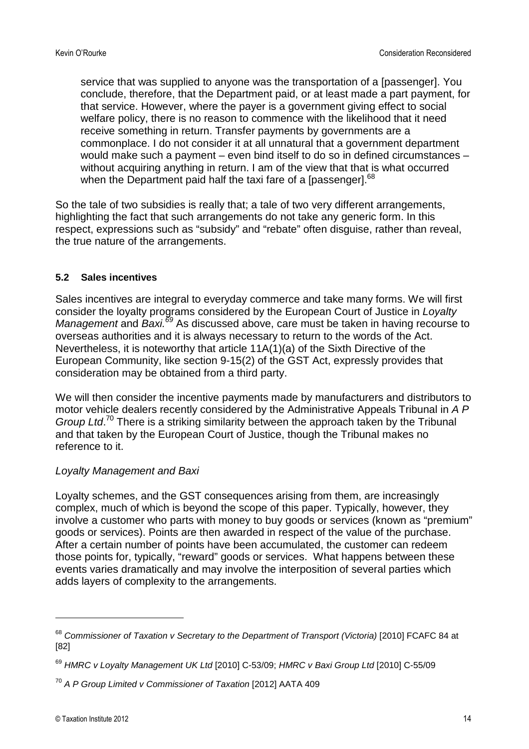> service that was supplied to anyone was the transportation of a [passenger]. You conclude, therefore, that the Department paid, or at least made a part payment, for that service. However, where the payer is a government giving effect to social welfare policy, there is no reason to commence with the likelihood that it need receive something in return. Transfer payments by governments are a commonplace. I do not consider it at all unnatural that a government department would make such a payment – even bind itself to do so in defined circumstances – without acquiring anything in return. I am of the view that that is what occurred when the Department paid half the taxi fare of a [passenger].[68]

So the tale of two subsidies is really that; a tale of two very different arrangements, highlighting the fact that such arrangements do not take any generic form. In this respect, expressions such as "subsidy" and "rebate" often disguise, rather than reveal, the true nature of the arrangements.

### 5.2 Sales incentives

Sales incentives are integral to everyday commerce and take many forms. We will first consider the loyalty programs considered by the European Court of Justice in *Loyalty Management* and *Baxi.*[69] As discussed above, care must be taken in having recourse to overseas authorities and it is always necessary to return to the words of the Act. Nevertheless, it is noteworthy that article 11A(1)(a) of the Sixth Directive of the European Community, like section 9-15(2) of the GST Act, expressly provides that consideration may be obtained from a third party.

We will then consider the incentive payments made by manufacturers and distributors to motor vehicle dealers recently considered by the Administrative Appeals Tribunal in *A P Group Ltd*.[70] There is a striking similarity between the approach taken by the Tribunal and that taken by the European Court of Justice, though the Tribunal makes no reference to it.

#### *Loyalty Management and Baxi*

Loyalty schemes, and the GST consequences arising from them, are increasingly complex, much of which is beyond the scope of this paper. Typically, however, they involve a customer who parts with money to buy goods or services (known as "premium" goods or services). Points are then awarded in respect of the value of the purchase. After a certain number of points have been accumulated, the customer can redeem those points for, typically, "reward" goods or services. What happens between these events varies dramatically and may involve the interposition of several parties which adds layers of complexity to the arrangements.

---

[68] *Commissioner of Taxation v Secretary to the Department of Transport (Victoria)* [2010] FCAFC 84 at [82]

[69] *HMRC v Loyalty Management UK Ltd* [2010] C-53/09; *HMRC v Baxi Group Ltd* [2010] C-55/09

[70] *A P Group Limited v Commissioner of Taxation* [2012] AATA 409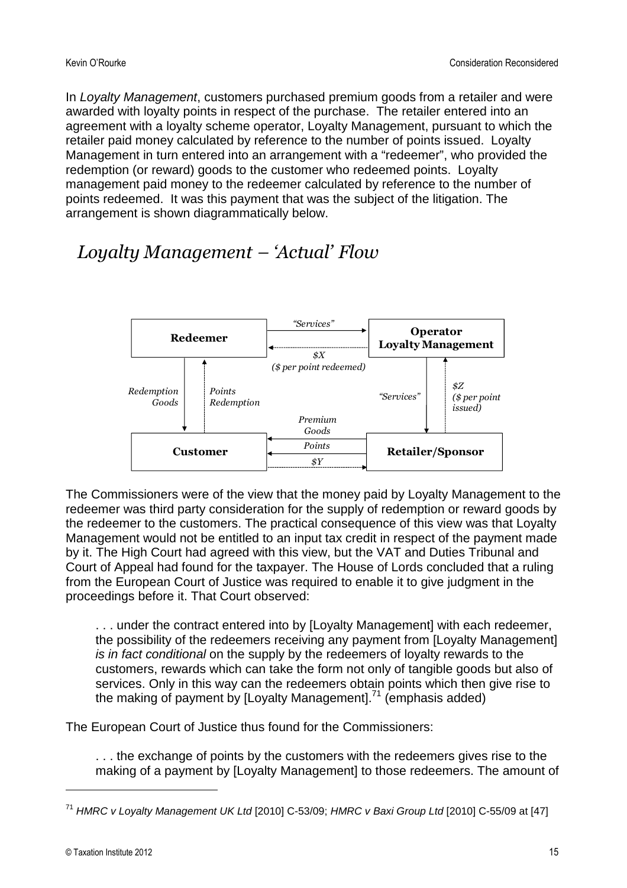In *Loyalty Management*, customers purchased premium goods from a retailer and were awarded with loyalty points in respect of the purchase. The retailer entered into an agreement with a loyalty scheme operator, Loyalty Management, pursuant to which the retailer paid money calculated by reference to the number of points issued. Loyalty Management in turn entered into an arrangement with a "redeemer", who provided the redemption (or reward) goods to the customer who redeemed points. Loyalty management paid money to the redeemer calculated by reference to the number of points redeemed. It was this payment that was the subject of the litigation. The arrangement is shown diagrammatically below.

## *Loyalty Management – 'Actual' Flow*

**Redeemer** → "Services" → **Operator Loyalty Management**

**Operator Loyalty Management** → $X ($ per point redeemed) → **Redeemer**

**Redeemer** → Redemption Goods → **Customer**

**Customer** → Points Redemption → **Redeemer**

**Operator Loyalty Management** → "Services" → **Retailer/Sponsor**

**Retailer/Sponsor** → $Z ($ per point issued) → **Operator Loyalty Management**

**Retailer/Sponsor** → Premium Goods → **Customer**

**Retailer/Sponsor** → Points → **Customer**

**Customer** → $Y → **Retailer/Sponsor**

The Commissioners were of the view that the money paid by Loyalty Management to the redeemer was third party consideration for the supply of redemption or reward goods by the redeemer to the customers. The practical consequence of this view was that Loyalty Management would not be entitled to an input tax credit in respect of the payment made by it. The High Court had agreed with this view, but the VAT and Duties Tribunal and Court of Appeal had found for the taxpayer. The House of Lords concluded that a ruling from the European Court of Justice was required to enable it to give judgment in the proceedings before it. That Court observed:

> . . . under the contract entered into by [Loyalty Management] with each redeemer, the possibility of the redeemers receiving any payment from [Loyalty Management] *is in fact conditional* on the supply by the redeemers of loyalty rewards to the customers, rewards which can take the form not only of tangible goods but also of services. Only in this way can the redeemers obtain points which then give rise to the making of payment by [Loyalty Management].[71] (emphasis added)

The European Court of Justice thus found for the Commissioners:

> . . . the exchange of points by the customers with the redeemers gives rise to the making of a payment by [Loyalty Management] to those redeemers. The amount of

[71] *HMRC v Loyalty Management UK Ltd* [2010] C-53/09; *HMRC v Baxi Group Ltd* [2010] C-55/09 at [47]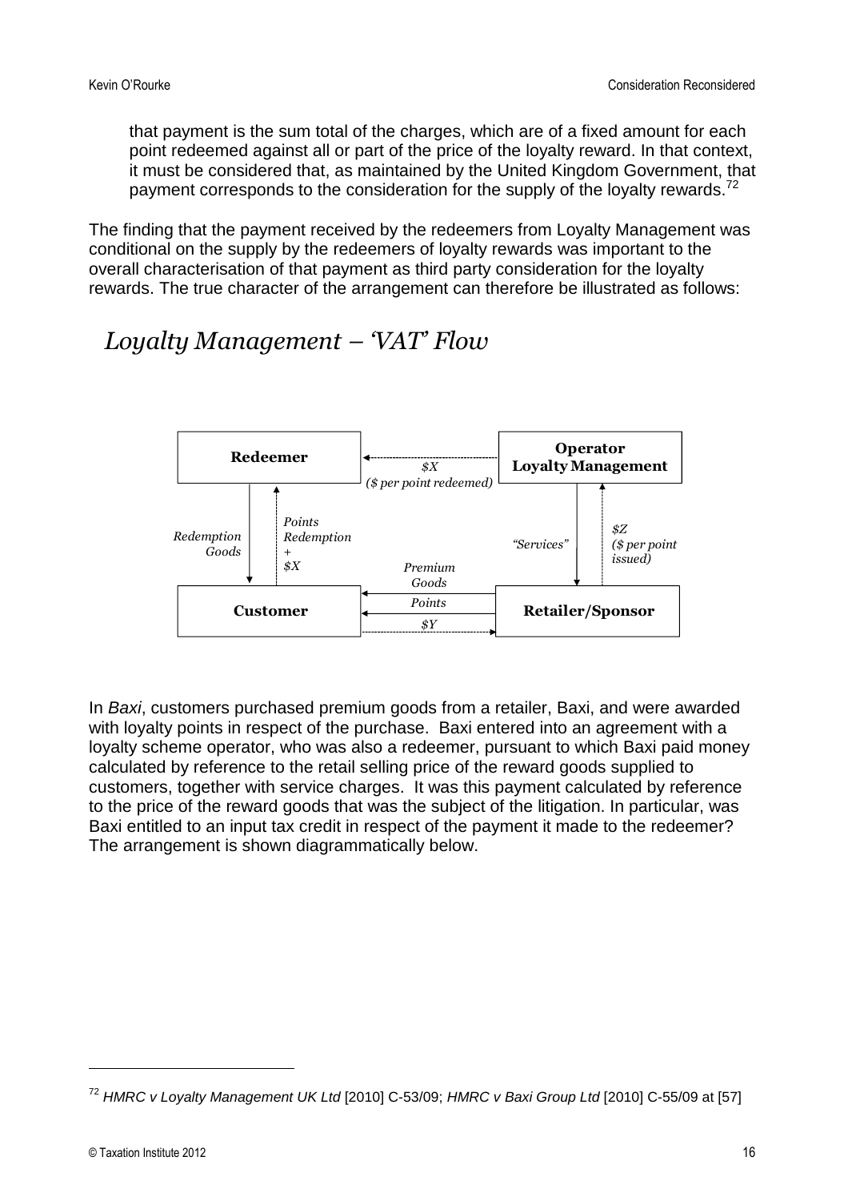that payment is the sum total of the charges, which are of a fixed amount for each point redeemed against all or part of the price of the loyalty reward. In that context, it must be considered that, as maintained by the United Kingdom Government, that payment corresponds to the consideration for the supply of the loyalty rewards.[72]

The finding that the payment received by the redeemers from Loyalty Management was conditional on the supply by the redeemers of loyalty rewards was important to the overall characterisation of that payment as third party consideration for the loyalty rewards. The true character of the arrangement can therefore be illustrated as follows:

## *Loyalty Management – 'VAT' Flow*

**Redeemer** — *$X ($ per point redeemed)* — **Operator Loyalty Management**

*Redemption Goods* | *Points Redemption + $X* | *"Services"* | *$Z ($ per point issued)*

**Customer** — *Premium Goods* / *Points* / *$Y* — **Retailer/Sponsor**

In *Baxi*, customers purchased premium goods from a retailer, Baxi, and were awarded with loyalty points in respect of the purchase. Baxi entered into an agreement with a loyalty scheme operator, who was also a redeemer, pursuant to which Baxi paid money calculated by reference to the retail selling price of the reward goods supplied to customers, together with service charges. It was this payment calculated by reference to the price of the reward goods that was the subject of the litigation. In particular, was Baxi entitled to an input tax credit in respect of the payment it made to the redeemer? The arrangement is shown diagrammatically below.

---

[72] *HMRC v Loyalty Management UK Ltd* [2010] C-53/09; *HMRC v Baxi Group Ltd* [2010] C-55/09 at [57]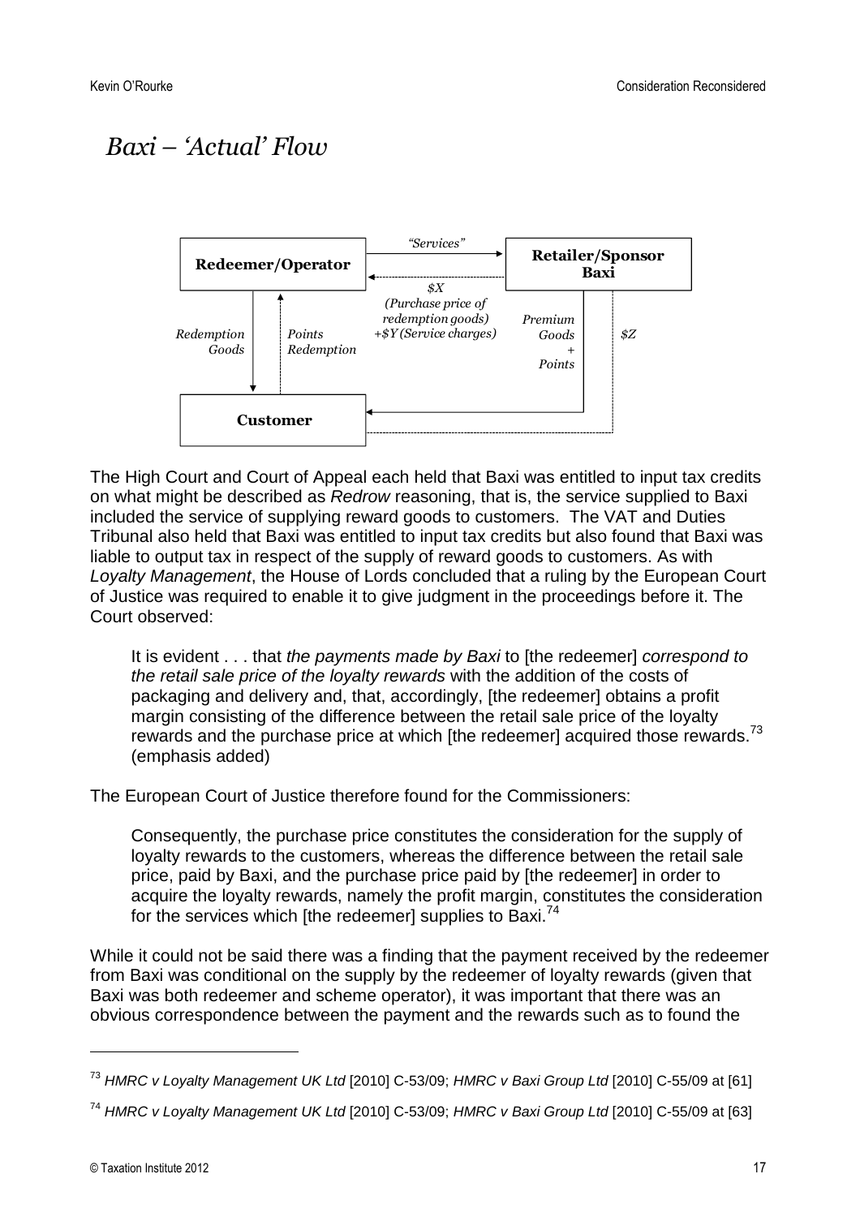## *Baxi – 'Actual' Flow*

**Redeemer/Operator** — *"Services"* → **Retailer/Sponsor Baxi**

**Retailer/Sponsor Baxi** — *$X (Purchase price of redemption goods) +$Y (Service charges)* → **Redeemer/Operator**

**Redeemer/Operator** — *Redemption Goods* → **Customer**

**Customer** — *Points Redemption* → **Redeemer/Operator**

**Retailer/Sponsor Baxi** — *Premium Goods + Points* → **Customer**

**Customer** — *$Z* → **Retailer/Sponsor Baxi**

The High Court and Court of Appeal each held that Baxi was entitled to input tax credits on what might be described as *Redrow* reasoning, that is, the service supplied to Baxi included the service of supplying reward goods to customers. The VAT and Duties Tribunal also held that Baxi was entitled to input tax credits but also found that Baxi was liable to output tax in respect of the supply of reward goods to customers. As with *Loyalty Management*, the House of Lords concluded that a ruling by the European Court of Justice was required to enable it to give judgment in the proceedings before it. The Court observed:

> It is evident . . . that *the payments made by Baxi* to [the redeemer] *correspond to the retail sale price of the loyalty rewards* with the addition of the costs of packaging and delivery and, that, accordingly, [the redeemer] obtains a profit margin consisting of the difference between the retail sale price of the loyalty rewards and the purchase price at which [the redeemer] acquired those rewards.[73] (emphasis added)

The European Court of Justice therefore found for the Commissioners:

> Consequently, the purchase price constitutes the consideration for the supply of loyalty rewards to the customers, whereas the difference between the retail sale price, paid by Baxi, and the purchase price paid by [the redeemer] in order to acquire the loyalty rewards, namely the profit margin, constitutes the consideration for the services which [the redeemer] supplies to Baxi.[74]

While it could not be said there was a finding that the payment received by the redeemer from Baxi was conditional on the supply by the redeemer of loyalty rewards (given that Baxi was both redeemer and scheme operator), it was important that there was an obvious correspondence between the payment and the rewards such as to found the

---

[73] *HMRC v Loyalty Management UK Ltd* [2010] C-53/09; *HMRC v Baxi Group Ltd* [2010] C-55/09 at [61]

[74] *HMRC v Loyalty Management UK Ltd* [2010] C-53/09; *HMRC v Baxi Group Ltd* [2010] C-55/09 at [63]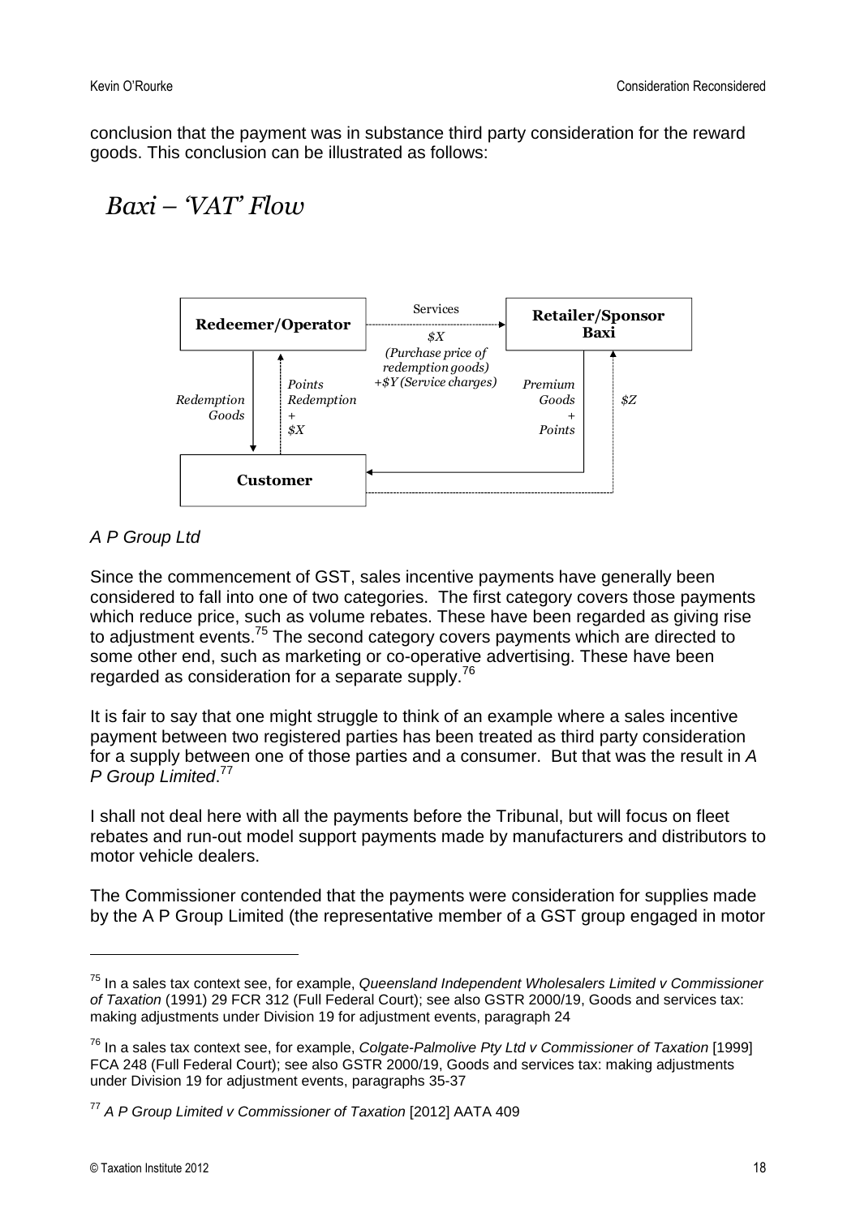conclusion that the payment was in substance third party consideration for the reward goods. This conclusion can be illustrated as follows:

## *Baxi – 'VAT' Flow*

**Redeemer/Operator** — Services → **Retailer/Sponsor Baxi**

*$X (Purchase price of redemption goods) +$Y (Service charges)*

Redeemer/Operator → Customer: *Redemption Goods*

Customer → Redeemer/Operator: *Points Redemption + $X*

Retailer/Sponsor Baxi → Customer: *Premium Goods + Points*

Customer → Retailer/Sponsor Baxi: *$Z*

**Customer**

*A P Group Ltd*

Since the commencement of GST, sales incentive payments have generally been considered to fall into one of two categories. The first category covers those payments which reduce price, such as volume rebates. These have been regarded as giving rise to adjustment events.[75] The second category covers payments which are directed to some other end, such as marketing or co-operative advertising. These have been regarded as consideration for a separate supply.[76]

It is fair to say that one might struggle to think of an example where a sales incentive payment between two registered parties has been treated as third party consideration for a supply between one of those parties and a consumer. But that was the result in *A P Group Limited*.[77]

I shall not deal here with all the payments before the Tribunal, but will focus on fleet rebates and run-out model support payments made by manufacturers and distributors to motor vehicle dealers.

The Commissioner contended that the payments were consideration for supplies made by the A P Group Limited (the representative member of a GST group engaged in motor

---

[75] In a sales tax context see, for example, *Queensland Independent Wholesalers Limited v Commissioner of Taxation* (1991) 29 FCR 312 (Full Federal Court); see also GSTR 2000/19, Goods and services tax: making adjustments under Division 19 for adjustment events, paragraph 24

[76] In a sales tax context see, for example, *Colgate-Palmolive Pty Ltd v Commissioner of Taxation* [1999] FCA 248 (Full Federal Court); see also GSTR 2000/19, Goods and services tax: making adjustments under Division 19 for adjustment events, paragraphs 35-37

[77] *A P Group Limited v Commissioner of Taxation* [2012] AATA 409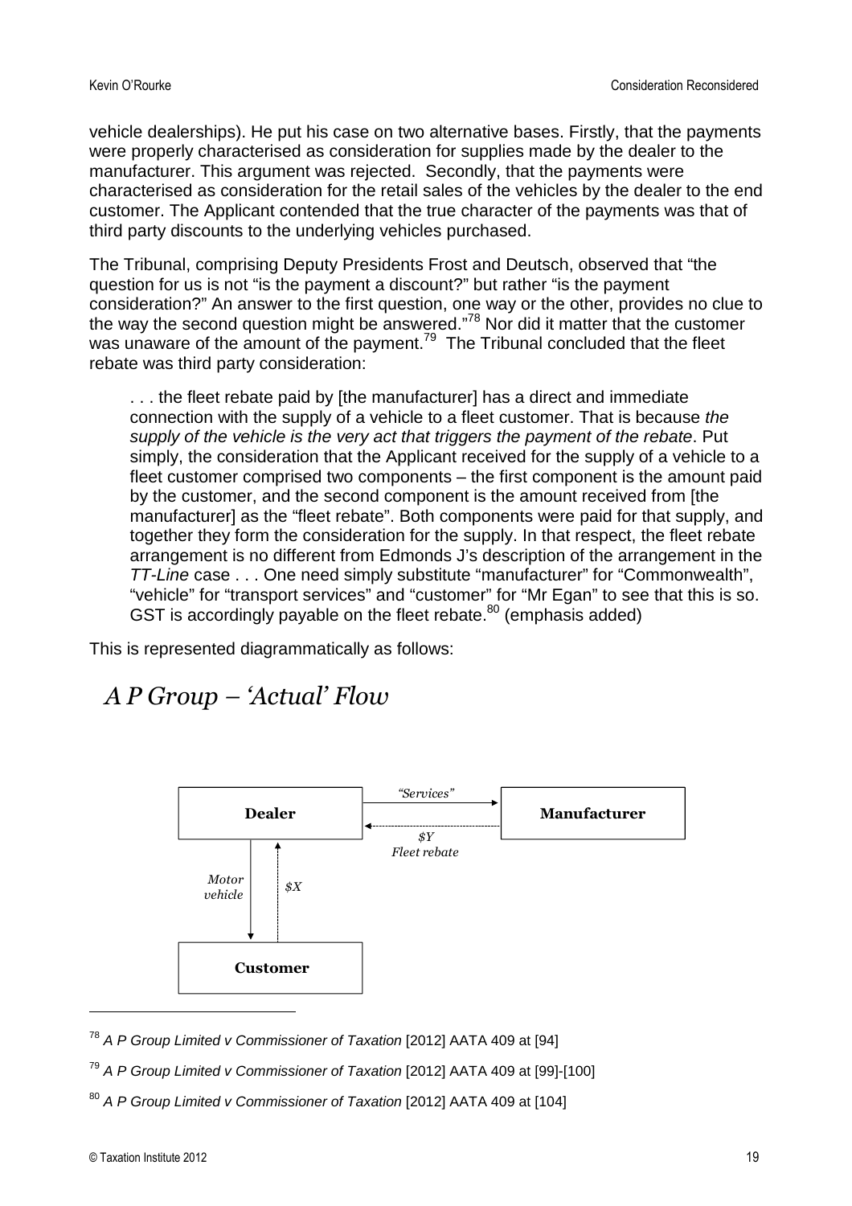vehicle dealerships). He put his case on two alternative bases. Firstly, that the payments were properly characterised as consideration for supplies made by the dealer to the manufacturer. This argument was rejected. Secondly, that the payments were characterised as consideration for the retail sales of the vehicles by the dealer to the end customer. The Applicant contended that the true character of the payments was that of third party discounts to the underlying vehicles purchased.

The Tribunal, comprising Deputy Presidents Frost and Deutsch, observed that "the question for us is not "is the payment a discount?" but rather "is the payment consideration?" An answer to the first question, one way or the other, provides no clue to the way the second question might be answered."[78] Nor did it matter that the customer was unaware of the amount of the payment.[79] The Tribunal concluded that the fleet rebate was third party consideration:

> . . . the fleet rebate paid by [the manufacturer] has a direct and immediate connection with the supply of a vehicle to a fleet customer. That is because *the supply of the vehicle is the very act that triggers the payment of the rebate*. Put simply, the consideration that the Applicant received for the supply of a vehicle to a fleet customer comprised two components – the first component is the amount paid by the customer, and the second component is the amount received from [the manufacturer] as the "fleet rebate". Both components were paid for that supply, and together they form the consideration for the supply. In that respect, the fleet rebate arrangement is no different from Edmonds J's description of the arrangement in the *TT-Line* case . . . One need simply substitute "manufacturer" for "Commonwealth", "vehicle" for "transport services" and "customer" for "Mr Egan" to see that this is so. GST is accordingly payable on the fleet rebate.[80] (emphasis added)

This is represented diagrammatically as follows:

## *A P Group – 'Actual' Flow*

**Dealer** — *"Services"* → **Manufacturer**

**Manufacturer** — *$Y Fleet rebate* → **Dealer**

**Dealer** — *Motor vehicle* → **Customer**

**Customer** — *$X* → **Dealer**

---

[78] *A P Group Limited v Commissioner of Taxation* [2012] AATA 409 at [94]

[79] *A P Group Limited v Commissioner of Taxation* [2012] AATA 409 at [99]-[100]

[80] *A P Group Limited v Commissioner of Taxation* [2012] AATA 409 at [104]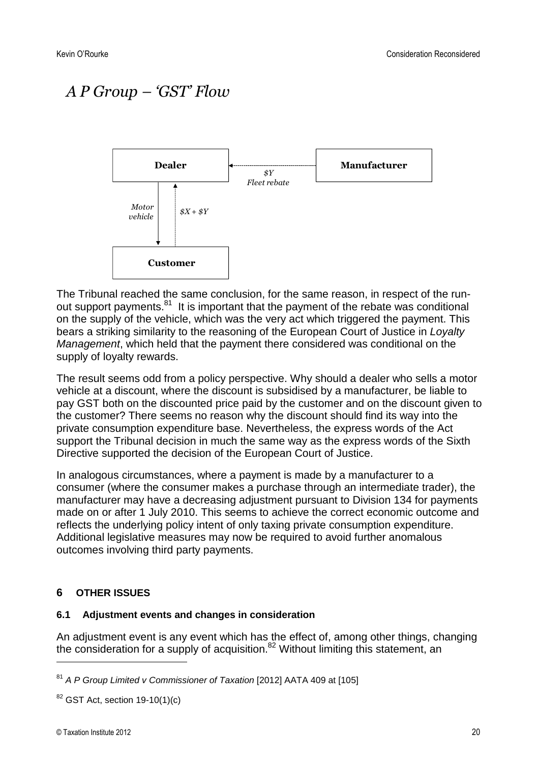# *A P Group – 'GST' Flow*

The Tribunal reached the same conclusion, for the same reason, in respect of the run-out support payments.[81] It is important that the payment of the rebate was conditional on the supply of the vehicle, which was the very act which triggered the payment. This bears a striking similarity to the reasoning of the European Court of Justice in *Loyalty Management*, which held that the payment there considered was conditional on the supply of loyalty rewards.

The result seems odd from a policy perspective. Why should a dealer who sells a motor vehicle at a discount, where the discount is subsidised by a manufacturer, be liable to pay GST both on the discounted price paid by the customer and on the discount given to the customer? There seems no reason why the discount should find its way into the private consumption expenditure base. Nevertheless, the express words of the Act support the Tribunal decision in much the same way as the express words of the Sixth Directive supported the decision of the European Court of Justice.

In analogous circumstances, where a payment is made by a manufacturer to a consumer (where the consumer makes a purchase through an intermediate trader), the manufacturer may have a decreasing adjustment pursuant to Division 134 for payments made on or after 1 July 2010. This seems to achieve the correct economic outcome and reflects the underlying policy intent of only taxing private consumption expenditure. Additional legislative measures may now be required to avoid further anomalous outcomes involving third party payments.

## 6 OTHER ISSUES

### 6.1 Adjustment events and changes in consideration

An adjustment event is any event which has the effect of, among other things, changing the consideration for a supply of acquisition.[82] Without limiting this statement, an

[81] *A P Group Limited v Commissioner of Taxation* [2012] AATA 409 at [105]

[82] GST Act, section 19-10(1)(c)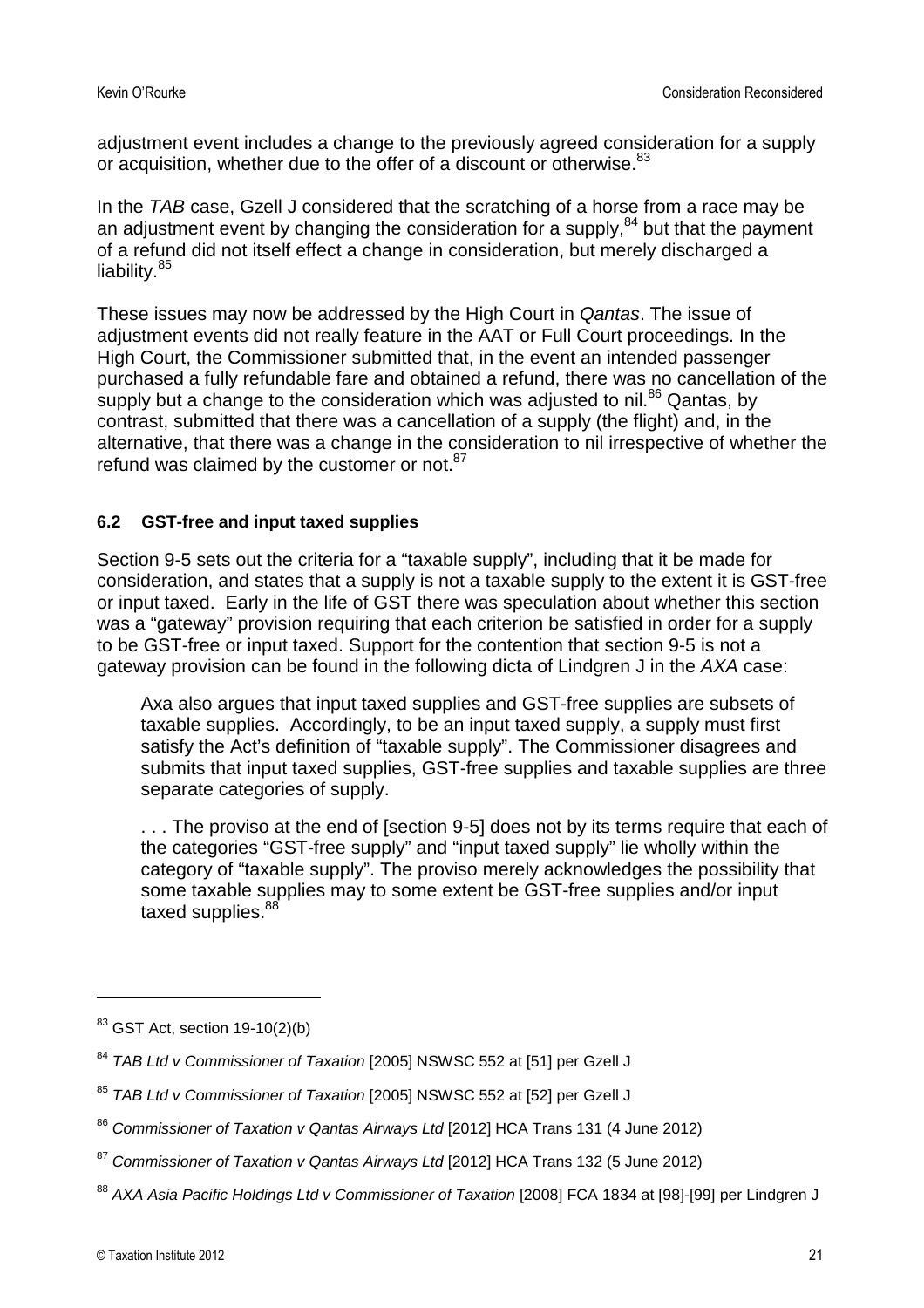adjustment event includes a change to the previously agreed consideration for a supply or acquisition, whether due to the offer of a discount or otherwise.[83]

In the *TAB* case, Gzell J considered that the scratching of a horse from a race may be an adjustment event by changing the consideration for a supply,[84] but that the payment of a refund did not itself effect a change in consideration, but merely discharged a liability.[85]

These issues may now be addressed by the High Court in *Qantas*. The issue of adjustment events did not really feature in the AAT or Full Court proceedings. In the High Court, the Commissioner submitted that, in the event an intended passenger purchased a fully refundable fare and obtained a refund, there was no cancellation of the supply but a change to the consideration which was adjusted to nil.[86] Qantas, by contrast, submitted that there was a cancellation of a supply (the flight) and, in the alternative, that there was a change in the consideration to nil irrespective of whether the refund was claimed by the customer or not.[87]

### 6.2 GST-free and input taxed supplies

Section 9-5 sets out the criteria for a "taxable supply", including that it be made for consideration, and states that a supply is not a taxable supply to the extent it is GST-free or input taxed. Early in the life of GST there was speculation about whether this section was a "gateway" provision requiring that each criterion be satisfied in order for a supply to be GST-free or input taxed. Support for the contention that section 9-5 is not a gateway provision can be found in the following dicta of Lindgren J in the *AXA* case:

> Axa also argues that input taxed supplies and GST-free supplies are subsets of taxable supplies. Accordingly, to be an input taxed supply, a supply must first satisfy the Act's definition of "taxable supply". The Commissioner disagrees and submits that input taxed supplies, GST-free supplies and taxable supplies are three separate categories of supply.
>
> . . . The proviso at the end of [section 9-5] does not by its terms require that each of the categories "GST-free supply" and "input taxed supply" lie wholly within the category of "taxable supply". The proviso merely acknowledges the possibility that some taxable supplies may to some extent be GST-free supplies and/or input taxed supplies.[88]

---

[83] GST Act, section 19-10(2)(b)

[84] *TAB Ltd v Commissioner of Taxation* [2005] NSWSC 552 at [51] per Gzell J

[85] *TAB Ltd v Commissioner of Taxation* [2005] NSWSC 552 at [52] per Gzell J

[86] *Commissioner of Taxation v Qantas Airways Ltd* [2012] HCA Trans 131 (4 June 2012)

[87] *Commissioner of Taxation v Qantas Airways Ltd* [2012] HCA Trans 132 (5 June 2012)

[88] *AXA Asia Pacific Holdings Ltd v Commissioner of Taxation* [2008] FCA 1834 at [98]-[99] per Lindgren J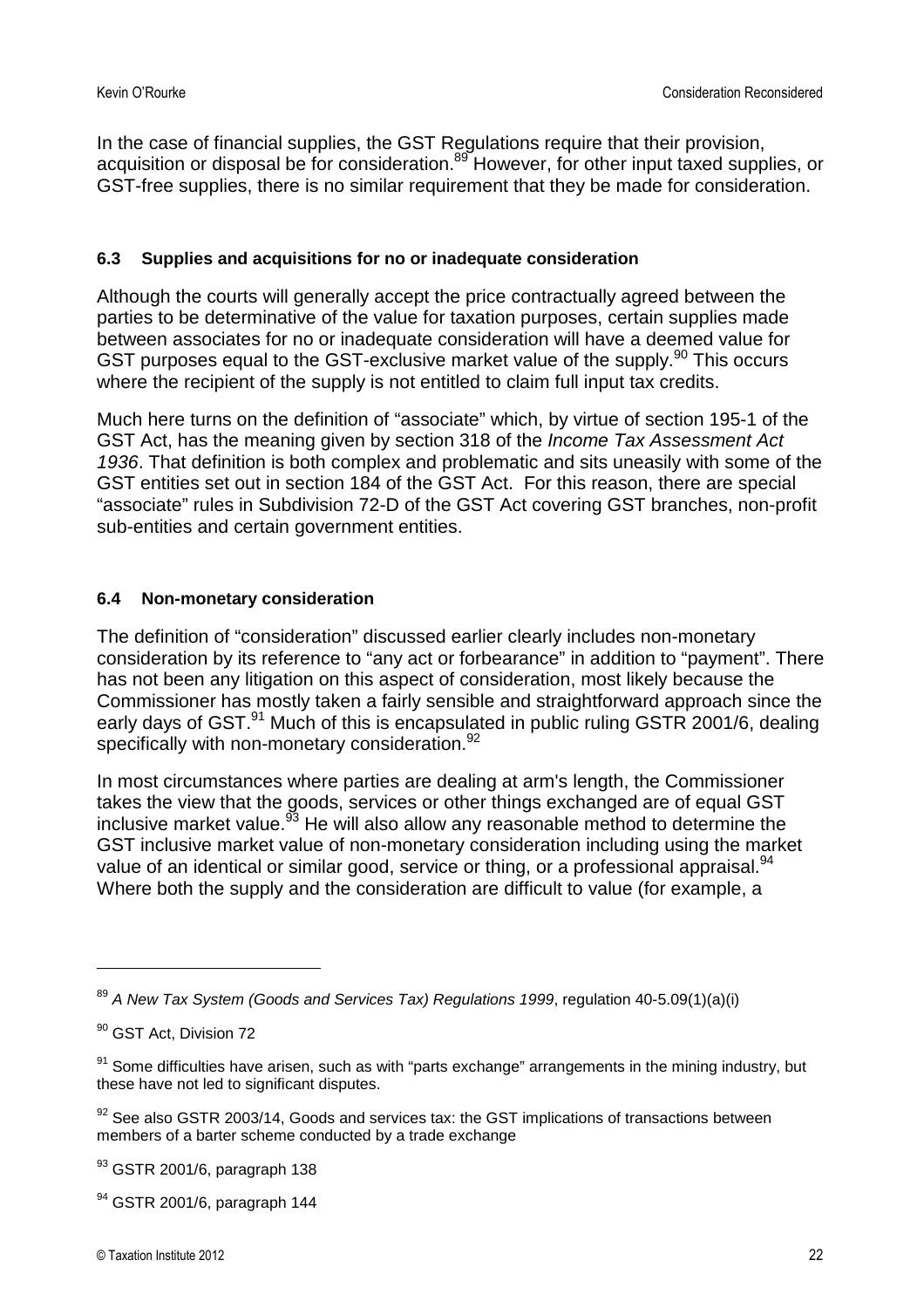In the case of financial supplies, the GST Regulations require that their provision, acquisition or disposal be for consideration.[89] However, for other input taxed supplies, or GST-free supplies, there is no similar requirement that they be made for consideration.

### 6.3 Supplies and acquisitions for no or inadequate consideration

Although the courts will generally accept the price contractually agreed between the parties to be determinative of the value for taxation purposes, certain supplies made between associates for no or inadequate consideration will have a deemed value for GST purposes equal to the GST-exclusive market value of the supply.[90] This occurs where the recipient of the supply is not entitled to claim full input tax credits.

Much here turns on the definition of "associate" which, by virtue of section 195-1 of the GST Act, has the meaning given by section 318 of the *Income Tax Assessment Act 1936*. That definition is both complex and problematic and sits uneasily with some of the GST entities set out in section 184 of the GST Act. For this reason, there are special "associate" rules in Subdivision 72-D of the GST Act covering GST branches, non-profit sub-entities and certain government entities.

### 6.4 Non-monetary consideration

The definition of "consideration" discussed earlier clearly includes non-monetary consideration by its reference to "any act or forbearance" in addition to "payment". There has not been any litigation on this aspect of consideration, most likely because the Commissioner has mostly taken a fairly sensible and straightforward approach since the early days of GST.[91] Much of this is encapsulated in public ruling GSTR 2001/6, dealing specifically with non-monetary consideration.[92]

In most circumstances where parties are dealing at arm's length, the Commissioner takes the view that the goods, services or other things exchanged are of equal GST inclusive market value.[93] He will also allow any reasonable method to determine the GST inclusive market value of non-monetary consideration including using the market value of an identical or similar good, service or thing, or a professional appraisal.[94] Where both the supply and the consideration are difficult to value (for example, a

---

[89] *A New Tax System (Goods and Services Tax) Regulations 1999*, regulation 40-5.09(1)(a)(i)

[90] GST Act, Division 72

[91] Some difficulties have arisen, such as with "parts exchange" arrangements in the mining industry, but these have not led to significant disputes.

[92] See also GSTR 2003/14, Goods and services tax: the GST implications of transactions between members of a barter scheme conducted by a trade exchange

[93] GSTR 2001/6, paragraph 138

[94] GSTR 2001/6, paragraph 144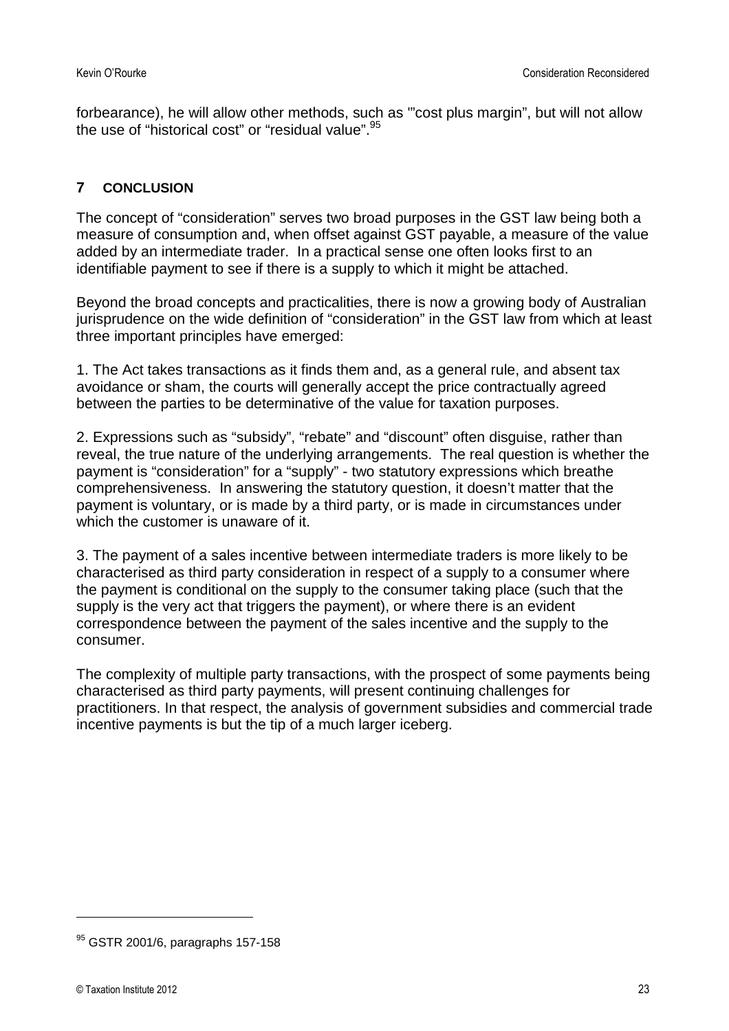forbearance), he will allow other methods, such as '"cost plus margin", but will not allow the use of "historical cost" or "residual value".[95]

## 7 CONCLUSION

The concept of "consideration" serves two broad purposes in the GST law being both a measure of consumption and, when offset against GST payable, a measure of the value added by an intermediate trader. In a practical sense one often looks first to an identifiable payment to see if there is a supply to which it might be attached.

Beyond the broad concepts and practicalities, there is now a growing body of Australian jurisprudence on the wide definition of "consideration" in the GST law from which at least three important principles have emerged:

1. The Act takes transactions as it finds them and, as a general rule, and absent tax avoidance or sham, the courts will generally accept the price contractually agreed between the parties to be determinative of the value for taxation purposes.

2. Expressions such as "subsidy", "rebate" and "discount" often disguise, rather than reveal, the true nature of the underlying arrangements. The real question is whether the payment is "consideration" for a "supply" - two statutory expressions which breathe comprehensiveness. In answering the statutory question, it doesn't matter that the payment is voluntary, or is made by a third party, or is made in circumstances under which the customer is unaware of it.

3. The payment of a sales incentive between intermediate traders is more likely to be characterised as third party consideration in respect of a supply to a consumer where the payment is conditional on the supply to the consumer taking place (such that the supply is the very act that triggers the payment), or where there is an evident correspondence between the payment of the sales incentive and the supply to the consumer.

The complexity of multiple party transactions, with the prospect of some payments being characterised as third party payments, will present continuing challenges for practitioners. In that respect, the analysis of government subsidies and commercial trade incentive payments is but the tip of a much larger iceberg.

---

[95] GSTR 2001/6, paragraphs 157-158